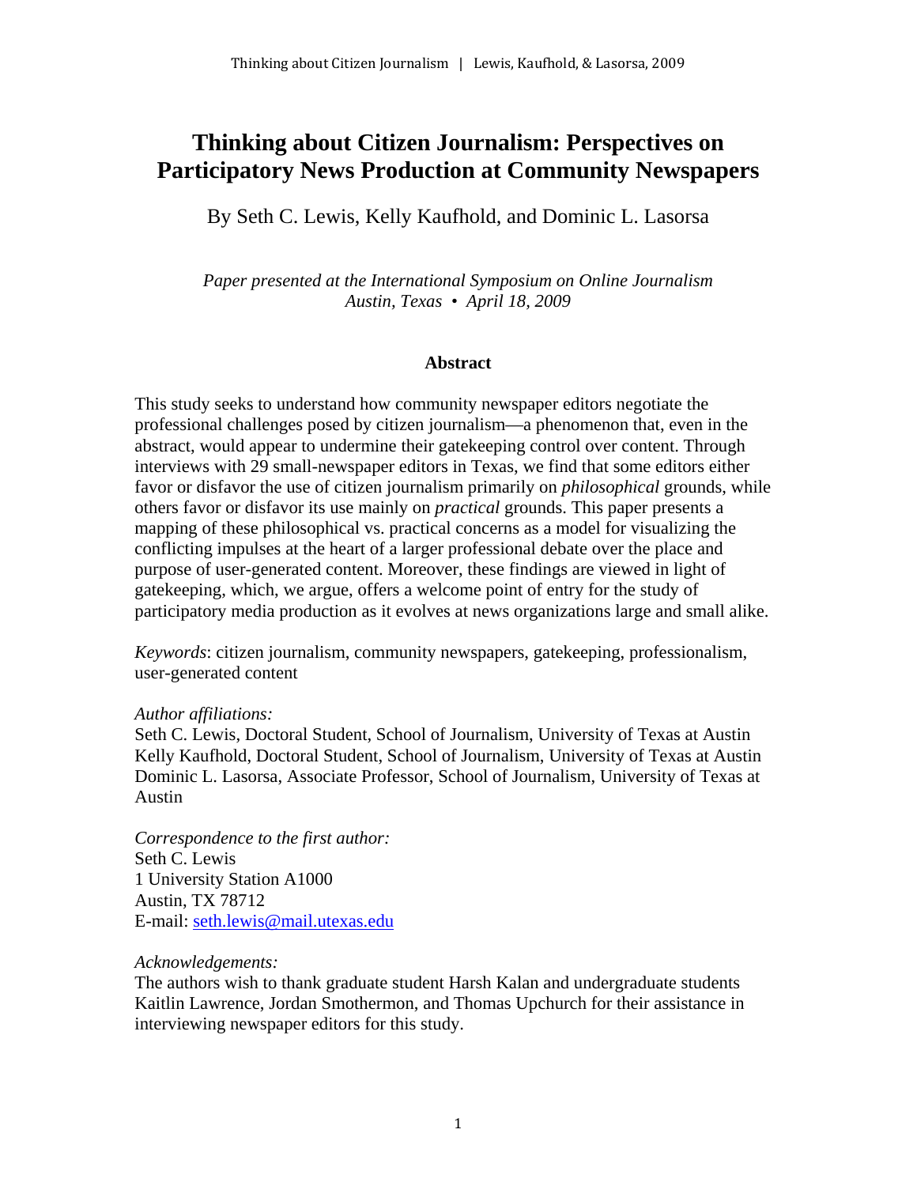# Thinking about Citizen Journalism: Perspectives on Participatory News Production at Community Newspapers

By Seth C. Lewis, Kelly Kaufhold, and Dominic L. Lasorsa

*Paper presented at the International Symposium on Online Journalism*
*Austin, Texas • April 18, 2009*

## Abstract

This study seeks to understand how community newspaper editors negotiate the professional challenges posed by citizen journalism—a phenomenon that, even in the abstract, would appear to undermine their gatekeeping control over content. Through interviews with 29 small-newspaper editors in Texas, we find that some editors either favor or disfavor the use of citizen journalism primarily on *philosophical* grounds, while others favor or disfavor its use mainly on *practical* grounds. This paper presents a mapping of these philosophical vs. practical concerns as a model for visualizing the conflicting impulses at the heart of a larger professional debate over the place and purpose of user-generated content. Moreover, these findings are viewed in light of gatekeeping, which, we argue, offers a welcome point of entry for the study of participatory media production as it evolves at news organizations large and small alike.

*Keywords*: citizen journalism, community newspapers, gatekeeping, professionalism, user-generated content

*Author affiliations:*
Seth C. Lewis, Doctoral Student, School of Journalism, University of Texas at Austin
Kelly Kaufhold, Doctoral Student, School of Journalism, University of Texas at Austin
Dominic L. Lasorsa, Associate Professor, School of Journalism, University of Texas at Austin

*Correspondence to the first author:*
Seth C. Lewis
1 University Station A1000
Austin, TX 78712
E-mail: seth.lewis@mail.utexas.edu

*Acknowledgements:*
The authors wish to thank graduate student Harsh Kalan and undergraduate students Kaitlin Lawrence, Jordan Smothermon, and Thomas Upchurch for their assistance in interviewing newspaper editors for this study.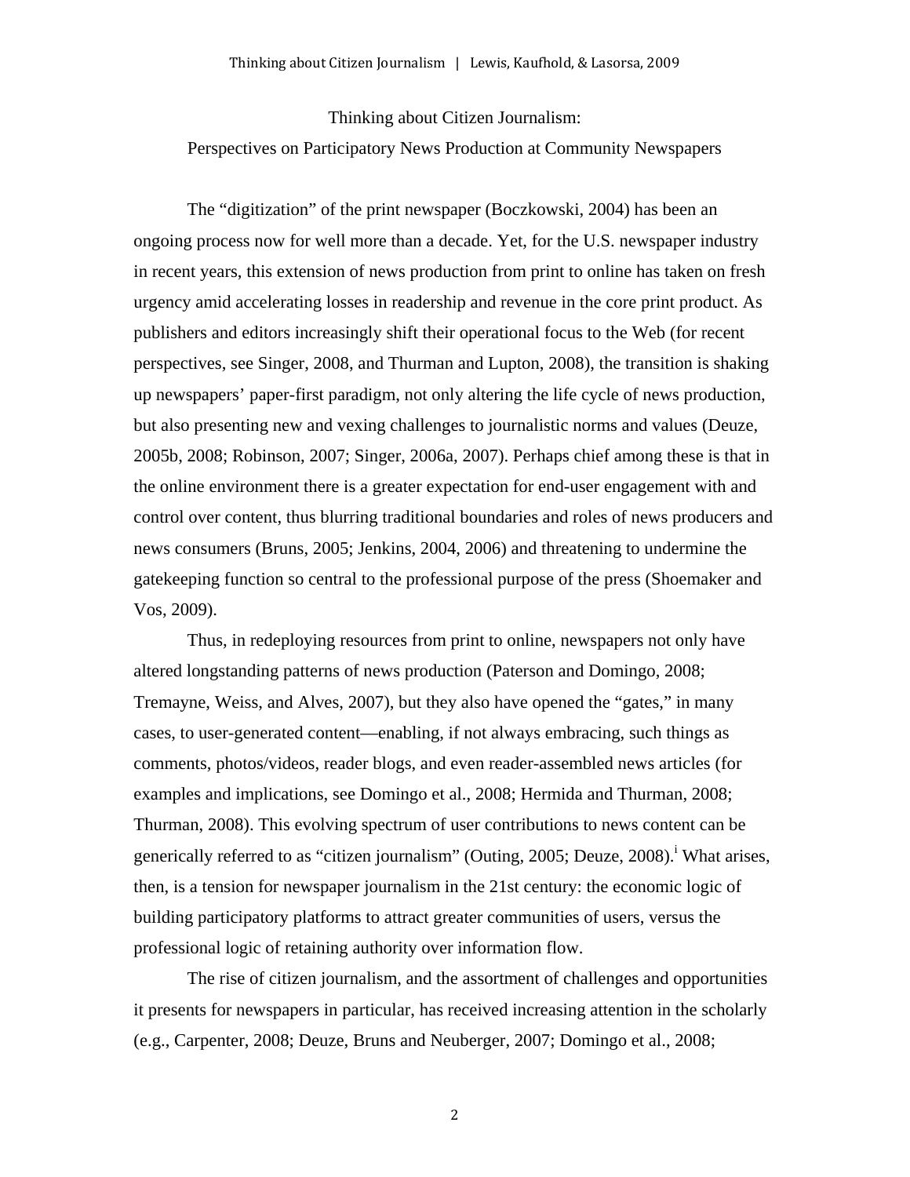Thinking about Citizen Journalism:

Perspectives on Participatory News Production at Community Newspapers

The "digitization" of the print newspaper (Boczkowski, 2004) has been an ongoing process now for well more than a decade. Yet, for the U.S. newspaper industry in recent years, this extension of news production from print to online has taken on fresh urgency amid accelerating losses in readership and revenue in the core print product. As publishers and editors increasingly shift their operational focus to the Web (for recent perspectives, see Singer, 2008, and Thurman and Lupton, 2008), the transition is shaking up newspapers' paper-first paradigm, not only altering the life cycle of news production, but also presenting new and vexing challenges to journalistic norms and values (Deuze, 2005b, 2008; Robinson, 2007; Singer, 2006a, 2007). Perhaps chief among these is that in the online environment there is a greater expectation for end-user engagement with and control over content, thus blurring traditional boundaries and roles of news producers and news consumers (Bruns, 2005; Jenkins, 2004, 2006) and threatening to undermine the gatekeeping function so central to the professional purpose of the press (Shoemaker and Vos, 2009).

Thus, in redeploying resources from print to online, newspapers not only have altered longstanding patterns of news production (Paterson and Domingo, 2008; Tremayne, Weiss, and Alves, 2007), but they also have opened the "gates," in many cases, to user-generated content—enabling, if not always embracing, such things as comments, photos/videos, reader blogs, and even reader-assembled news articles (for examples and implications, see Domingo et al., 2008; Hermida and Thurman, 2008; Thurman, 2008). This evolving spectrum of user contributions to news content can be generically referred to as "citizen journalism" (Outing, 2005; Deuze, 2008).[i] What arises, then, is a tension for newspaper journalism in the 21st century: the economic logic of building participatory platforms to attract greater communities of users, versus the professional logic of retaining authority over information flow.

The rise of citizen journalism, and the assortment of challenges and opportunities it presents for newspapers in particular, has received increasing attention in the scholarly (e.g., Carpenter, 2008; Deuze, Bruns and Neuberger, 2007; Domingo et al., 2008;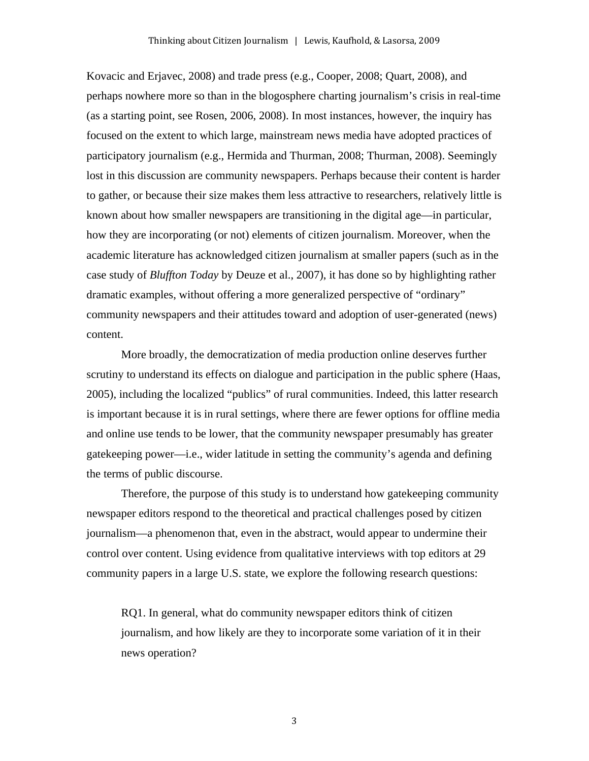Kovacic and Erjavec, 2008) and trade press (e.g., Cooper, 2008; Quart, 2008), and perhaps nowhere more so than in the blogosphere charting journalism's crisis in real-time (as a starting point, see Rosen, 2006, 2008). In most instances, however, the inquiry has focused on the extent to which large, mainstream news media have adopted practices of participatory journalism (e.g., Hermida and Thurman, 2008; Thurman, 2008). Seemingly lost in this discussion are community newspapers. Perhaps because their content is harder to gather, or because their size makes them less attractive to researchers, relatively little is known about how smaller newspapers are transitioning in the digital age—in particular, how they are incorporating (or not) elements of citizen journalism. Moreover, when the academic literature has acknowledged citizen journalism at smaller papers (such as in the case study of *Bluffton Today* by Deuze et al., 2007), it has done so by highlighting rather dramatic examples, without offering a more generalized perspective of "ordinary" community newspapers and their attitudes toward and adoption of user-generated (news) content.

More broadly, the democratization of media production online deserves further scrutiny to understand its effects on dialogue and participation in the public sphere (Haas, 2005), including the localized "publics" of rural communities. Indeed, this latter research is important because it is in rural settings, where there are fewer options for offline media and online use tends to be lower, that the community newspaper presumably has greater gatekeeping power—i.e., wider latitude in setting the community's agenda and defining the terms of public discourse.

Therefore, the purpose of this study is to understand how gatekeeping community newspaper editors respond to the theoretical and practical challenges posed by citizen journalism—a phenomenon that, even in the abstract, would appear to undermine their control over content. Using evidence from qualitative interviews with top editors at 29 community papers in a large U.S. state, we explore the following research questions:

> RQ1. In general, what do community newspaper editors think of citizen journalism, and how likely are they to incorporate some variation of it in their news operation?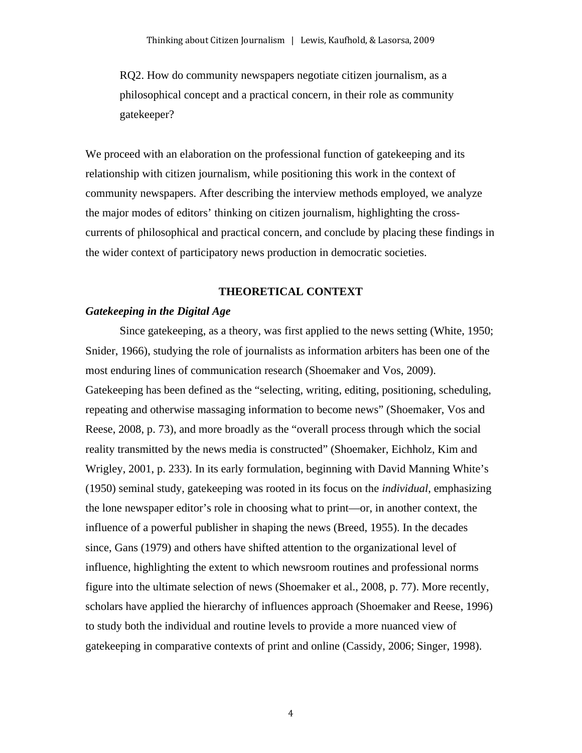RQ2. How do community newspapers negotiate citizen journalism, as a philosophical concept and a practical concern, in their role as community gatekeeper?

We proceed with an elaboration on the professional function of gatekeeping and its relationship with citizen journalism, while positioning this work in the context of community newspapers. After describing the interview methods employed, we analyze the major modes of editors' thinking on citizen journalism, highlighting the cross-currents of philosophical and practical concern, and conclude by placing these findings in the wider context of participatory news production in democratic societies.

## THEORETICAL CONTEXT

### *Gatekeeping in the Digital Age*

Since gatekeeping, as a theory, was first applied to the news setting (White, 1950; Snider, 1966), studying the role of journalists as information arbiters has been one of the most enduring lines of communication research (Shoemaker and Vos, 2009). Gatekeeping has been defined as the "selecting, writing, editing, positioning, scheduling, repeating and otherwise massaging information to become news" (Shoemaker, Vos and Reese, 2008, p. 73), and more broadly as the "overall process through which the social reality transmitted by the news media is constructed" (Shoemaker, Eichholz, Kim and Wrigley, 2001, p. 233). In its early formulation, beginning with David Manning White's (1950) seminal study, gatekeeping was rooted in its focus on the *individual*, emphasizing the lone newspaper editor's role in choosing what to print—or, in another context, the influence of a powerful publisher in shaping the news (Breed, 1955). In the decades since, Gans (1979) and others have shifted attention to the organizational level of influence, highlighting the extent to which newsroom routines and professional norms figure into the ultimate selection of news (Shoemaker et al., 2008, p. 77). More recently, scholars have applied the hierarchy of influences approach (Shoemaker and Reese, 1996) to study both the individual and routine levels to provide a more nuanced view of gatekeeping in comparative contexts of print and online (Cassidy, 2006; Singer, 1998).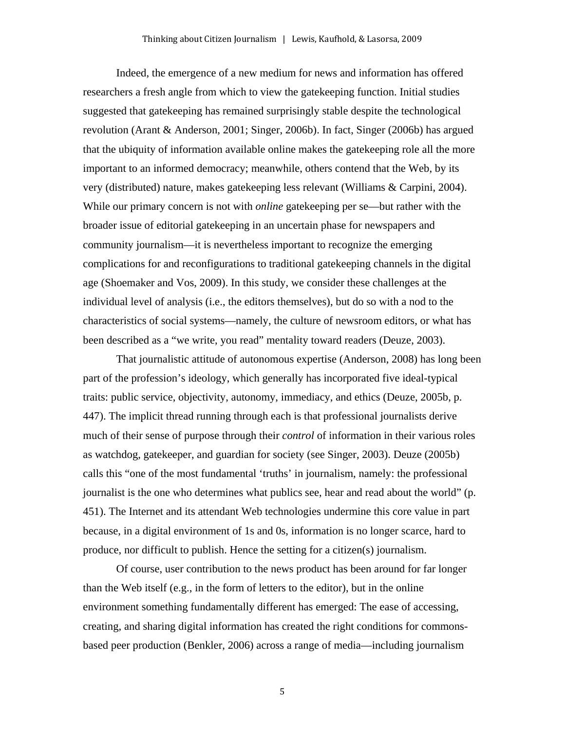Indeed, the emergence of a new medium for news and information has offered researchers a fresh angle from which to view the gatekeeping function. Initial studies suggested that gatekeeping has remained surprisingly stable despite the technological revolution (Arant & Anderson, 2001; Singer, 2006b). In fact, Singer (2006b) has argued that the ubiquity of information available online makes the gatekeeping role all the more important to an informed democracy; meanwhile, others contend that the Web, by its very (distributed) nature, makes gatekeeping less relevant (Williams & Carpini, 2004). While our primary concern is not with *online* gatekeeping per se—but rather with the broader issue of editorial gatekeeping in an uncertain phase for newspapers and community journalism—it is nevertheless important to recognize the emerging complications for and reconfigurations to traditional gatekeeping channels in the digital age (Shoemaker and Vos, 2009). In this study, we consider these challenges at the individual level of analysis (i.e., the editors themselves), but do so with a nod to the characteristics of social systems—namely, the culture of newsroom editors, or what has been described as a "we write, you read" mentality toward readers (Deuze, 2003).

That journalistic attitude of autonomous expertise (Anderson, 2008) has long been part of the profession's ideology, which generally has incorporated five ideal-typical traits: public service, objectivity, autonomy, immediacy, and ethics (Deuze, 2005b, p. 447). The implicit thread running through each is that professional journalists derive much of their sense of purpose through their *control* of information in their various roles as watchdog, gatekeeper, and guardian for society (see Singer, 2003). Deuze (2005b) calls this "one of the most fundamental 'truths' in journalism, namely: the professional journalist is the one who determines what publics see, hear and read about the world" (p. 451). The Internet and its attendant Web technologies undermine this core value in part because, in a digital environment of 1s and 0s, information is no longer scarce, hard to produce, nor difficult to publish. Hence the setting for a citizen(s) journalism.

Of course, user contribution to the news product has been around for far longer than the Web itself (e.g., in the form of letters to the editor), but in the online environment something fundamentally different has emerged: The ease of accessing, creating, and sharing digital information has created the right conditions for commons-based peer production (Benkler, 2006) across a range of media—including journalism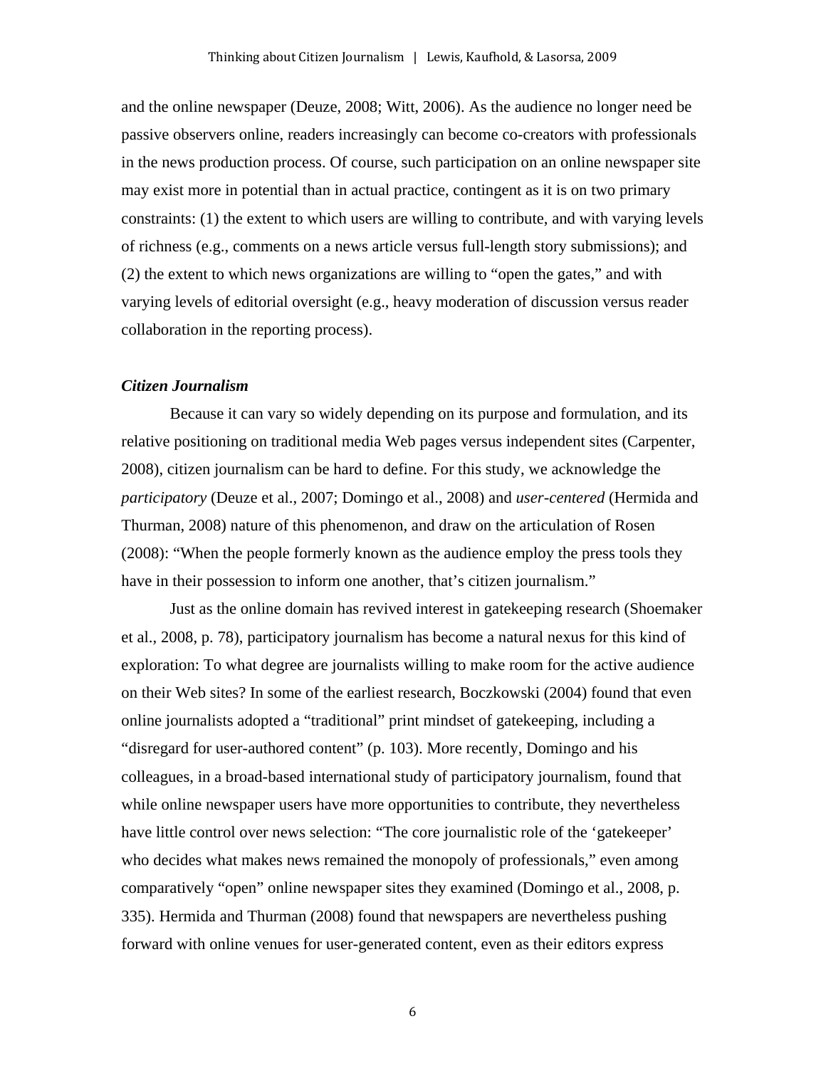and the online newspaper (Deuze, 2008; Witt, 2006). As the audience no longer need be passive observers online, readers increasingly can become co-creators with professionals in the news production process. Of course, such participation on an online newspaper site may exist more in potential than in actual practice, contingent as it is on two primary constraints: (1) the extent to which users are willing to contribute, and with varying levels of richness (e.g., comments on a news article versus full-length story submissions); and (2) the extent to which news organizations are willing to "open the gates," and with varying levels of editorial oversight (e.g., heavy moderation of discussion versus reader collaboration in the reporting process).

### *Citizen Journalism*

Because it can vary so widely depending on its purpose and formulation, and its relative positioning on traditional media Web pages versus independent sites (Carpenter, 2008), citizen journalism can be hard to define. For this study, we acknowledge the *participatory* (Deuze et al., 2007; Domingo et al., 2008) and *user-centered* (Hermida and Thurman, 2008) nature of this phenomenon, and draw on the articulation of Rosen (2008): "When the people formerly known as the audience employ the press tools they have in their possession to inform one another, that's citizen journalism."

Just as the online domain has revived interest in gatekeeping research (Shoemaker et al., 2008, p. 78), participatory journalism has become a natural nexus for this kind of exploration: To what degree are journalists willing to make room for the active audience on their Web sites? In some of the earliest research, Boczkowski (2004) found that even online journalists adopted a "traditional" print mindset of gatekeeping, including a "disregard for user-authored content" (p. 103). More recently, Domingo and his colleagues, in a broad-based international study of participatory journalism, found that while online newspaper users have more opportunities to contribute, they nevertheless have little control over news selection: "The core journalistic role of the 'gatekeeper' who decides what makes news remained the monopoly of professionals," even among comparatively "open" online newspaper sites they examined (Domingo et al., 2008, p. 335). Hermida and Thurman (2008) found that newspapers are nevertheless pushing forward with online venues for user-generated content, even as their editors express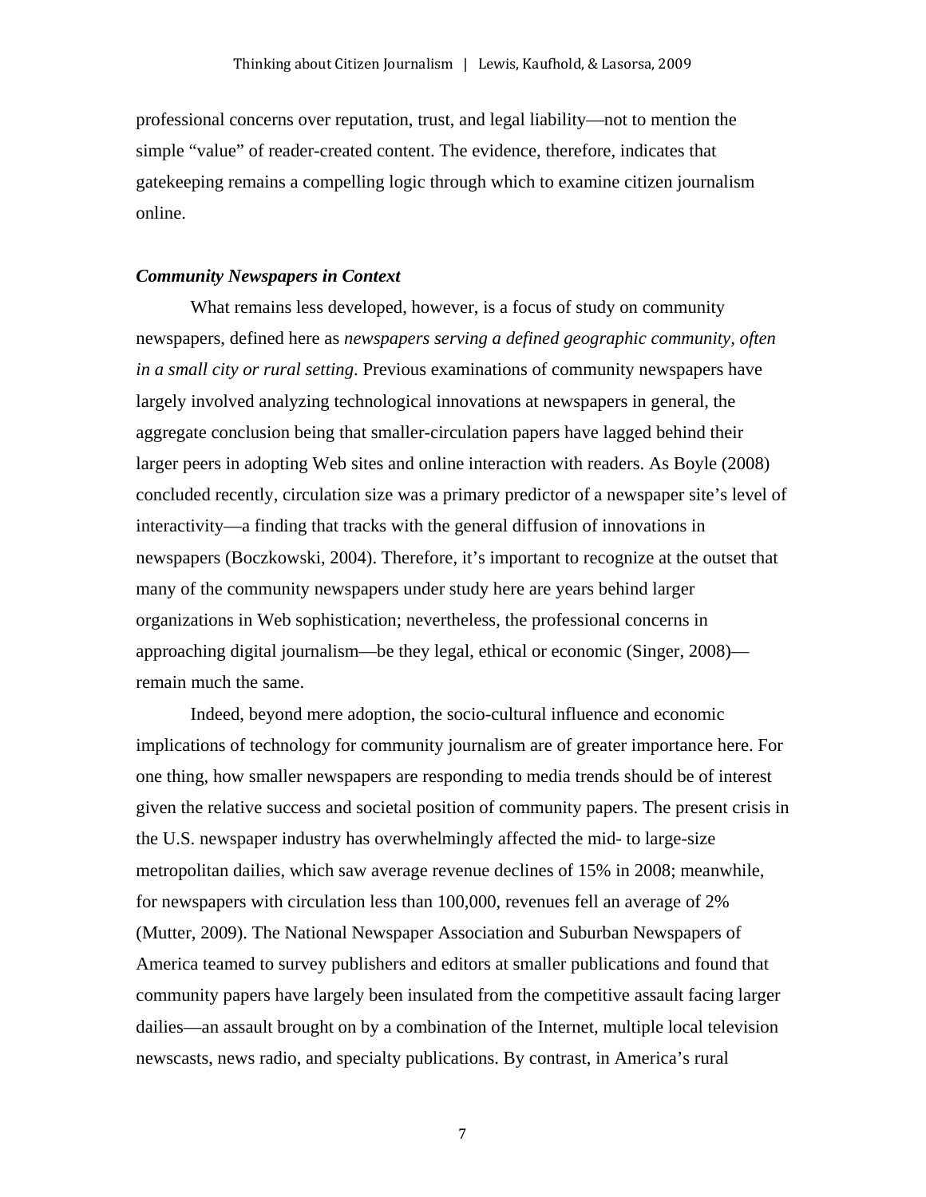professional concerns over reputation, trust, and legal liability—not to mention the simple "value" of reader-created content. The evidence, therefore, indicates that gatekeeping remains a compelling logic through which to examine citizen journalism online.

### ***Community Newspapers in Context***

What remains less developed, however, is a focus of study on community newspapers, defined here as *newspapers serving a defined geographic community, often in a small city or rural setting*. Previous examinations of community newspapers have largely involved analyzing technological innovations at newspapers in general, the aggregate conclusion being that smaller-circulation papers have lagged behind their larger peers in adopting Web sites and online interaction with readers. As Boyle (2008) concluded recently, circulation size was a primary predictor of a newspaper site's level of interactivity—a finding that tracks with the general diffusion of innovations in newspapers (Boczkowski, 2004). Therefore, it's important to recognize at the outset that many of the community newspapers under study here are years behind larger organizations in Web sophistication; nevertheless, the professional concerns in approaching digital journalism—be they legal, ethical or economic (Singer, 2008)—remain much the same.

Indeed, beyond mere adoption, the socio-cultural influence and economic implications of technology for community journalism are of greater importance here. For one thing, how smaller newspapers are responding to media trends should be of interest given the relative success and societal position of community papers. The present crisis in the U.S. newspaper industry has overwhelmingly affected the mid- to large-size metropolitan dailies, which saw average revenue declines of 15% in 2008; meanwhile, for newspapers with circulation less than 100,000, revenues fell an average of 2% (Mutter, 2009). The National Newspaper Association and Suburban Newspapers of America teamed to survey publishers and editors at smaller publications and found that community papers have largely been insulated from the competitive assault facing larger dailies—an assault brought on by a combination of the Internet, multiple local television newscasts, news radio, and specialty publications. By contrast, in America's rural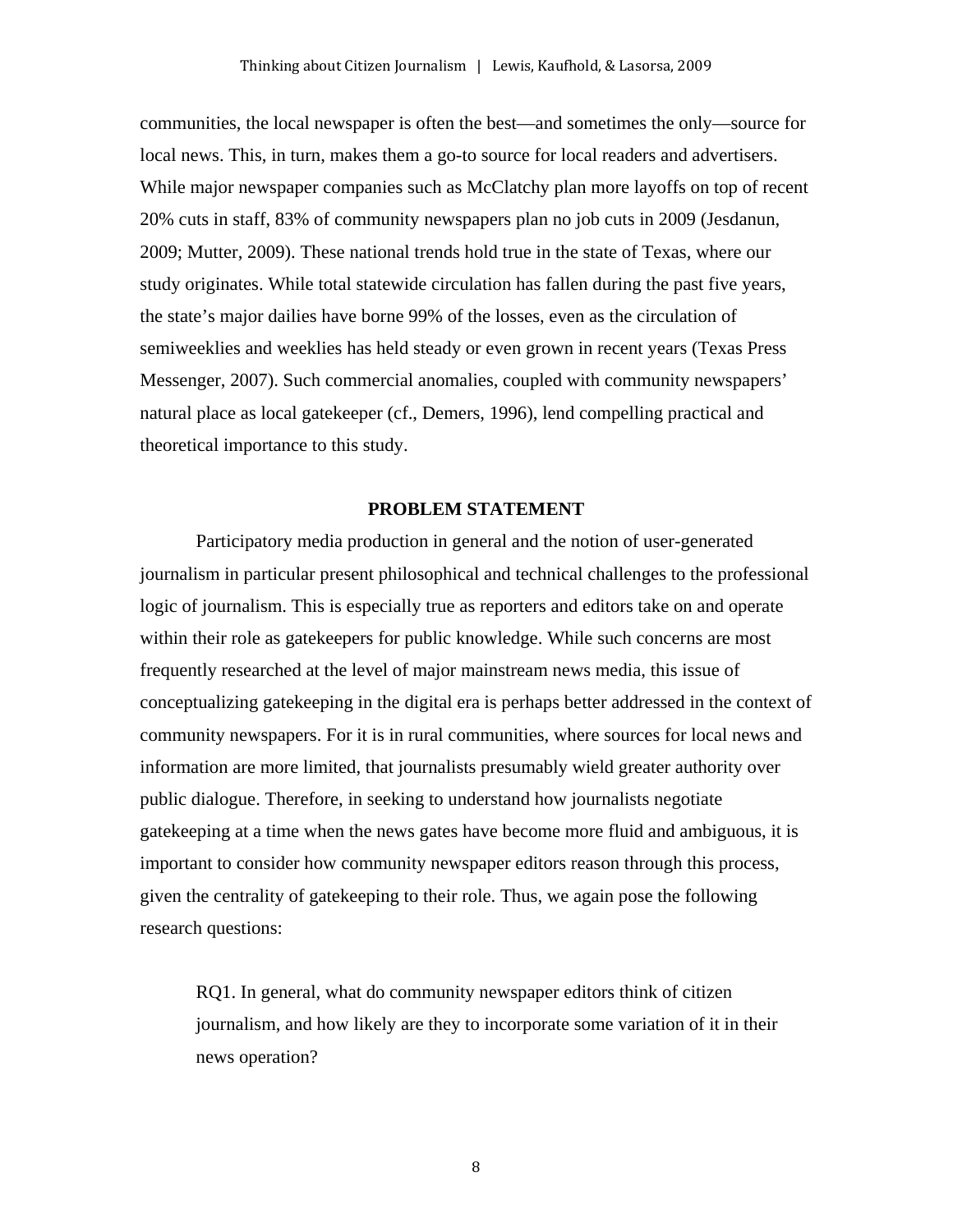communities, the local newspaper is often the best—and sometimes the only—source for local news. This, in turn, makes them a go-to source for local readers and advertisers. While major newspaper companies such as McClatchy plan more layoffs on top of recent 20% cuts in staff, 83% of community newspapers plan no job cuts in 2009 (Jesdanun, 2009; Mutter, 2009). These national trends hold true in the state of Texas, where our study originates. While total statewide circulation has fallen during the past five years, the state's major dailies have borne 99% of the losses, even as the circulation of semiweeklies and weeklies has held steady or even grown in recent years (Texas Press Messenger, 2007). Such commercial anomalies, coupled with community newspapers' natural place as local gatekeeper (cf., Demers, 1996), lend compelling practical and theoretical importance to this study.

## PROBLEM STATEMENT

Participatory media production in general and the notion of user-generated journalism in particular present philosophical and technical challenges to the professional logic of journalism. This is especially true as reporters and editors take on and operate within their role as gatekeepers for public knowledge. While such concerns are most frequently researched at the level of major mainstream news media, this issue of conceptualizing gatekeeping in the digital era is perhaps better addressed in the context of community newspapers. For it is in rural communities, where sources for local news and information are more limited, that journalists presumably wield greater authority over public dialogue. Therefore, in seeking to understand how journalists negotiate gatekeeping at a time when the news gates have become more fluid and ambiguous, it is important to consider how community newspaper editors reason through this process, given the centrality of gatekeeping to their role. Thus, we again pose the following research questions:

> RQ1. In general, what do community newspaper editors think of citizen journalism, and how likely are they to incorporate some variation of it in their news operation?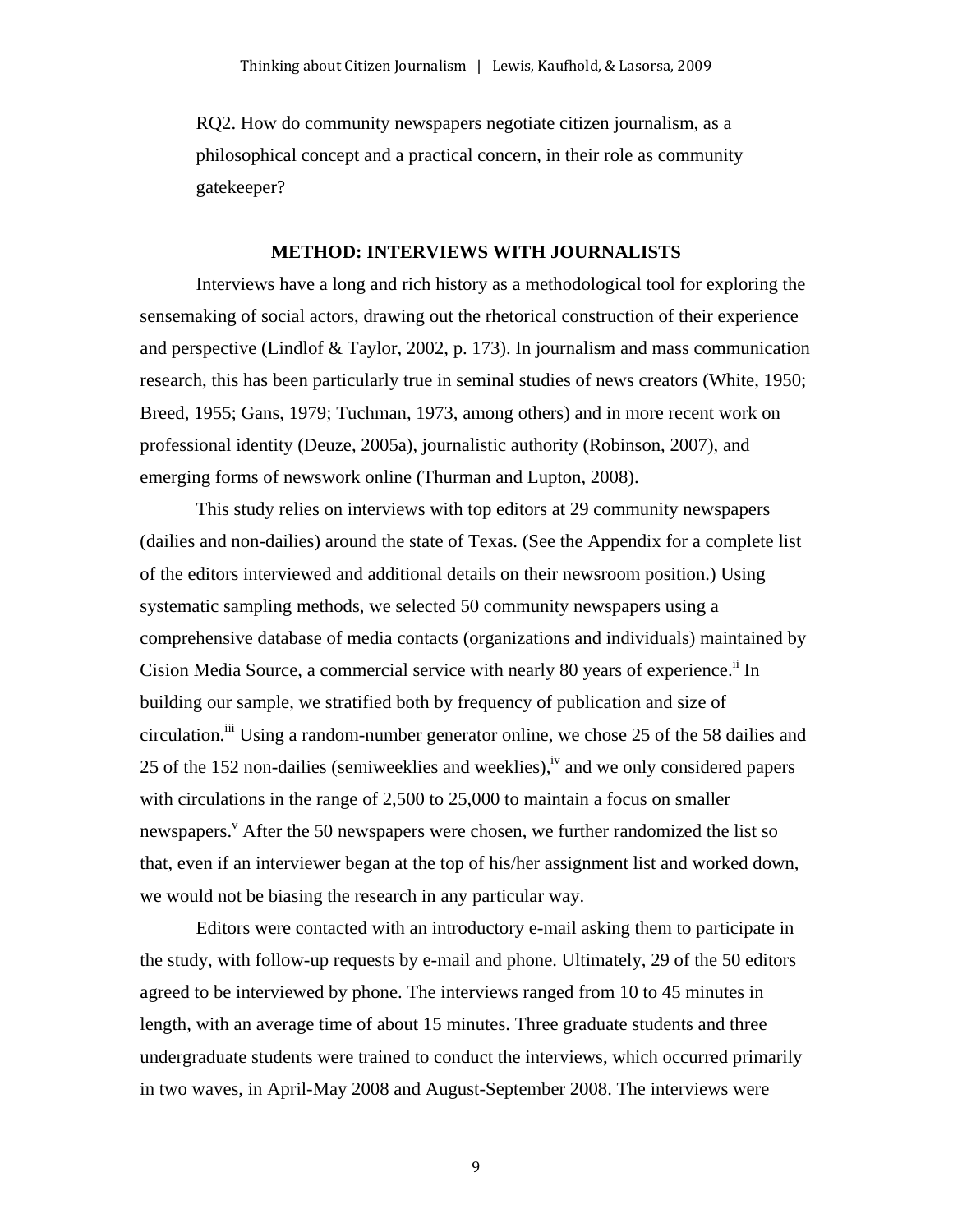RQ2. How do community newspapers negotiate citizen journalism, as a philosophical concept and a practical concern, in their role as community gatekeeper?

## METHOD: INTERVIEWS WITH JOURNALISTS

Interviews have a long and rich history as a methodological tool for exploring the sensemaking of social actors, drawing out the rhetorical construction of their experience and perspective (Lindlof & Taylor, 2002, p. 173). In journalism and mass communication research, this has been particularly true in seminal studies of news creators (White, 1950; Breed, 1955; Gans, 1979; Tuchman, 1973, among others) and in more recent work on professional identity (Deuze, 2005a), journalistic authority (Robinson, 2007), and emerging forms of newswork online (Thurman and Lupton, 2008).

This study relies on interviews with top editors at 29 community newspapers (dailies and non-dailies) around the state of Texas. (See the Appendix for a complete list of the editors interviewed and additional details on their newsroom position.) Using systematic sampling methods, we selected 50 community newspapers using a comprehensive database of media contacts (organizations and individuals) maintained by Cision Media Source, a commercial service with nearly 80 years of experience.[ii] In building our sample, we stratified both by frequency of publication and size of circulation.[iii] Using a random-number generator online, we chose 25 of the 58 dailies and 25 of the 152 non-dailies (semiweeklies and weeklies),[iv] and we only considered papers with circulations in the range of 2,500 to 25,000 to maintain a focus on smaller newspapers.[v] After the 50 newspapers were chosen, we further randomized the list so that, even if an interviewer began at the top of his/her assignment list and worked down, we would not be biasing the research in any particular way.

Editors were contacted with an introductory e-mail asking them to participate in the study, with follow-up requests by e-mail and phone. Ultimately, 29 of the 50 editors agreed to be interviewed by phone. The interviews ranged from 10 to 45 minutes in length, with an average time of about 15 minutes. Three graduate students and three undergraduate students were trained to conduct the interviews, which occurred primarily in two waves, in April-May 2008 and August-September 2008. The interviews were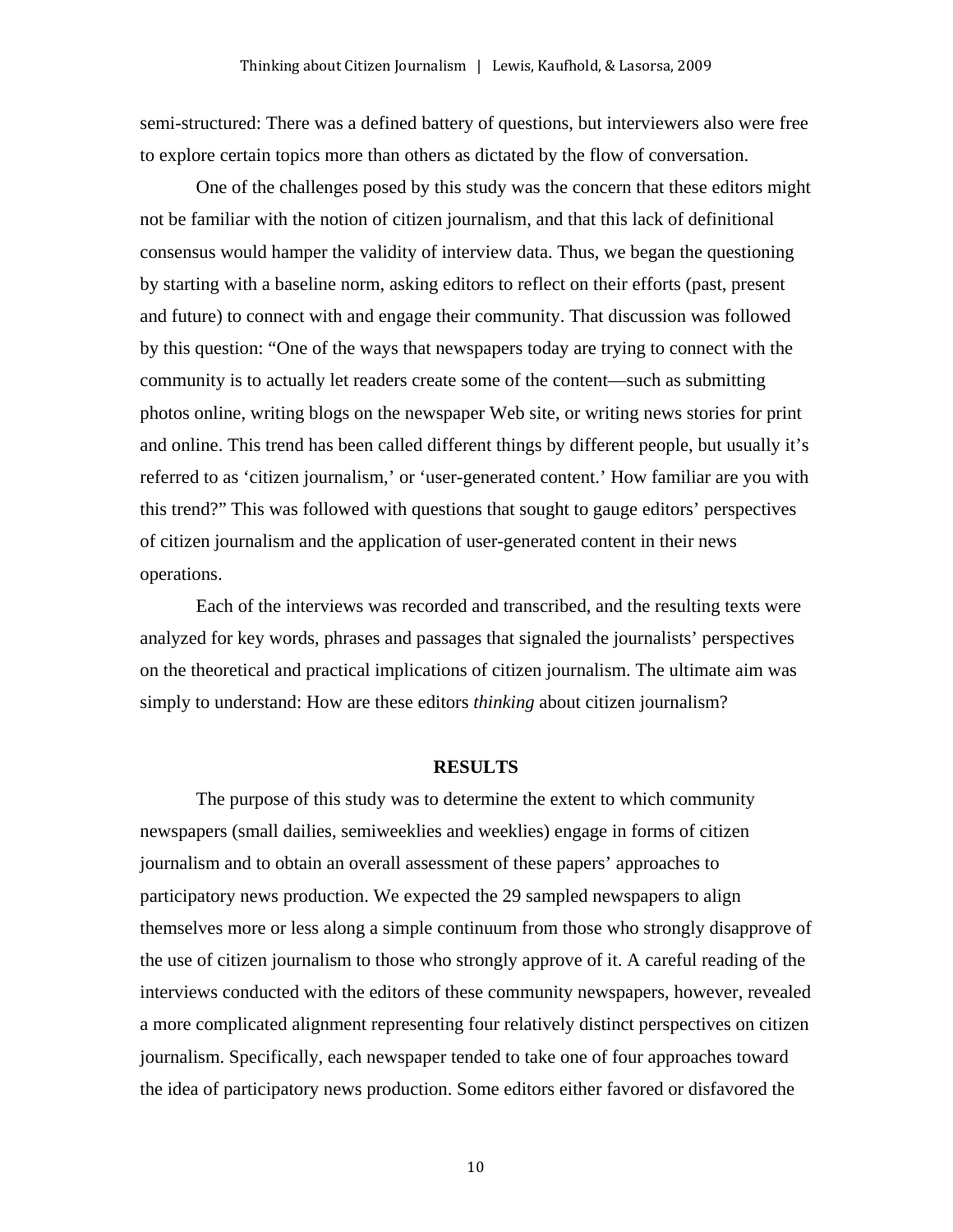semi-structured: There was a defined battery of questions, but interviewers also were free to explore certain topics more than others as dictated by the flow of conversation.

One of the challenges posed by this study was the concern that these editors might not be familiar with the notion of citizen journalism, and that this lack of definitional consensus would hamper the validity of interview data. Thus, we began the questioning by starting with a baseline norm, asking editors to reflect on their efforts (past, present and future) to connect with and engage their community. That discussion was followed by this question: "One of the ways that newspapers today are trying to connect with the community is to actually let readers create some of the content—such as submitting photos online, writing blogs on the newspaper Web site, or writing news stories for print and online. This trend has been called different things by different people, but usually it's referred to as 'citizen journalism,' or 'user-generated content.' How familiar are you with this trend?" This was followed with questions that sought to gauge editors' perspectives of citizen journalism and the application of user-generated content in their news operations.

Each of the interviews was recorded and transcribed, and the resulting texts were analyzed for key words, phrases and passages that signaled the journalists' perspectives on the theoretical and practical implications of citizen journalism. The ultimate aim was simply to understand: How are these editors *thinking* about citizen journalism?

## RESULTS

The purpose of this study was to determine the extent to which community newspapers (small dailies, semiweeklies and weeklies) engage in forms of citizen journalism and to obtain an overall assessment of these papers' approaches to participatory news production. We expected the 29 sampled newspapers to align themselves more or less along a simple continuum from those who strongly disapprove of the use of citizen journalism to those who strongly approve of it. A careful reading of the interviews conducted with the editors of these community newspapers, however, revealed a more complicated alignment representing four relatively distinct perspectives on citizen journalism. Specifically, each newspaper tended to take one of four approaches toward the idea of participatory news production. Some editors either favored or disfavored the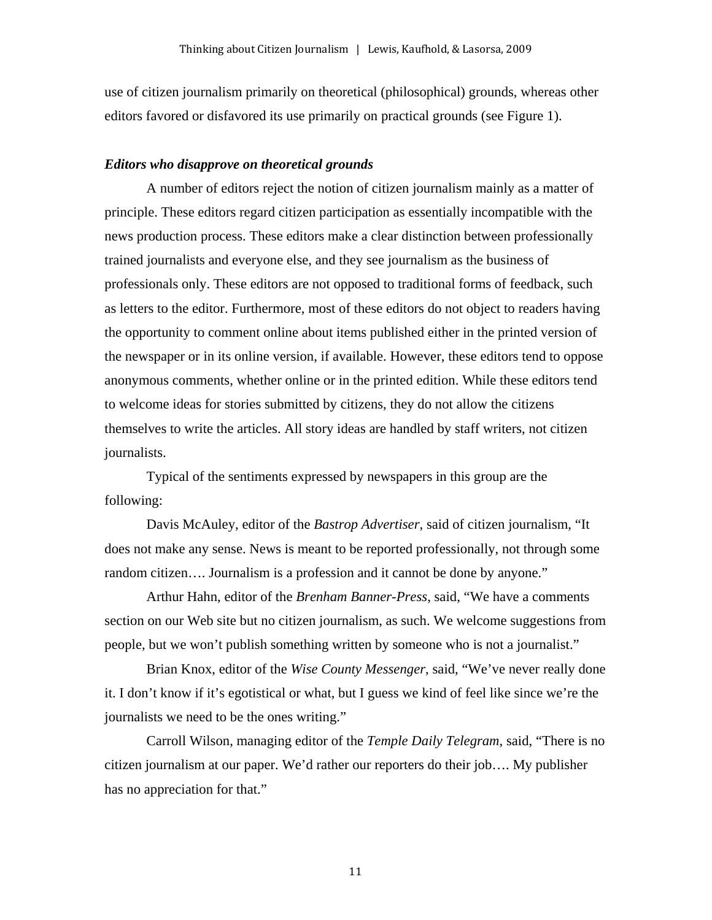use of citizen journalism primarily on theoretical (philosophical) grounds, whereas other editors favored or disfavored its use primarily on practical grounds (see Figure 1).

***Editors who disapprove on theoretical grounds***

A number of editors reject the notion of citizen journalism mainly as a matter of principle. These editors regard citizen participation as essentially incompatible with the news production process. These editors make a clear distinction between professionally trained journalists and everyone else, and they see journalism as the business of professionals only. These editors are not opposed to traditional forms of feedback, such as letters to the editor. Furthermore, most of these editors do not object to readers having the opportunity to comment online about items published either in the printed version of the newspaper or in its online version, if available. However, these editors tend to oppose anonymous comments, whether online or in the printed edition. While these editors tend to welcome ideas for stories submitted by citizens, they do not allow the citizens themselves to write the articles. All story ideas are handled by staff writers, not citizen journalists.

Typical of the sentiments expressed by newspapers in this group are the following:

Davis McAuley, editor of the *Bastrop Advertiser*, said of citizen journalism, "It does not make any sense. News is meant to be reported professionally, not through some random citizen…. Journalism is a profession and it cannot be done by anyone."

Arthur Hahn, editor of the *Brenham Banner-Press*, said, "We have a comments section on our Web site but no citizen journalism, as such. We welcome suggestions from people, but we won't publish something written by someone who is not a journalist."

Brian Knox, editor of the *Wise County Messenger*, said, "We've never really done it. I don't know if it's egotistical or what, but I guess we kind of feel like since we're the journalists we need to be the ones writing."

Carroll Wilson, managing editor of the *Temple Daily Telegram*, said, "There is no citizen journalism at our paper. We'd rather our reporters do their job…. My publisher has no appreciation for that."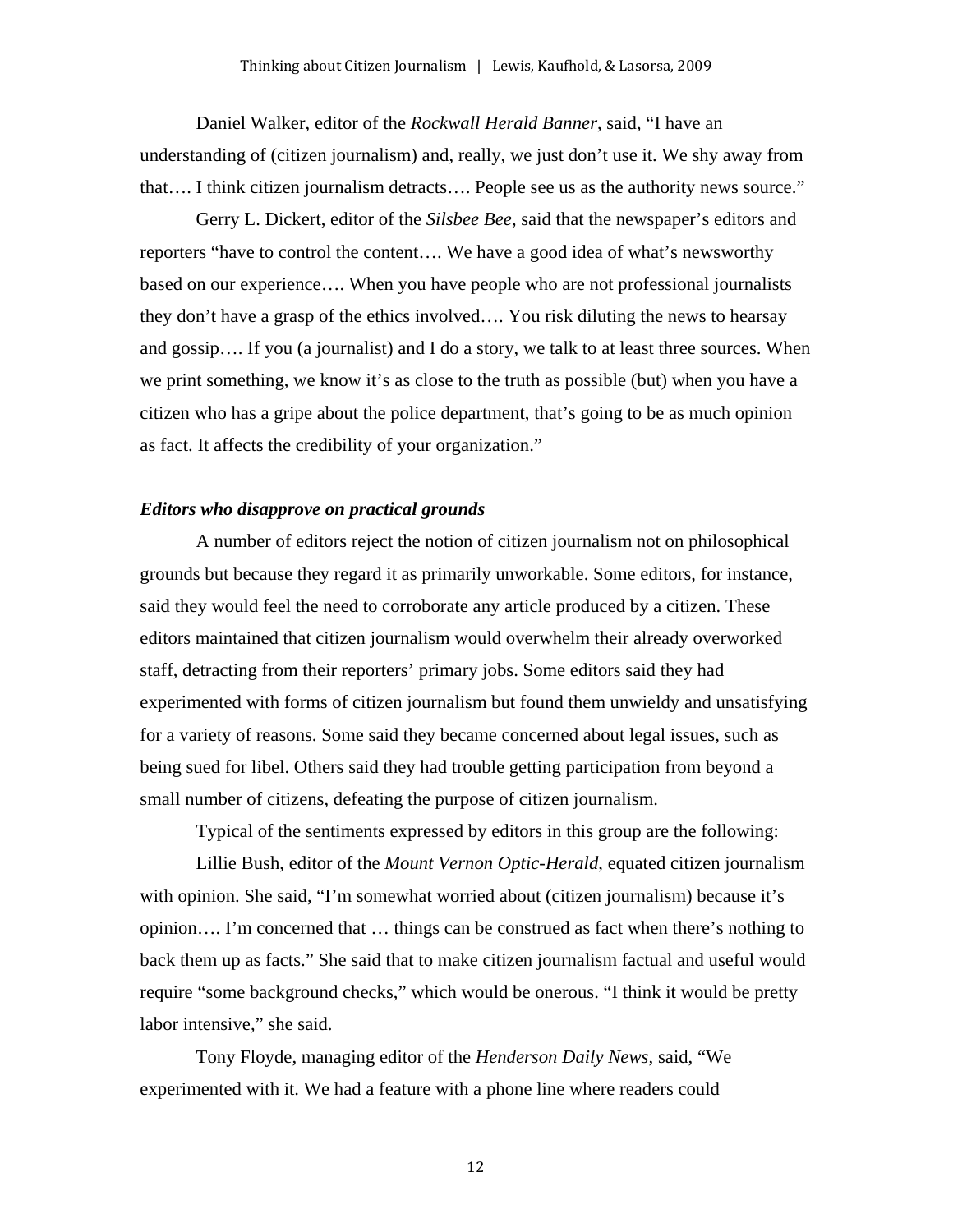Daniel Walker, editor of the *Rockwall Herald Banner*, said, “I have an understanding of (citizen journalism) and, really, we just don’t use it. We shy away from that…. I think citizen journalism detracts…. People see us as the authority news source.”

Gerry L. Dickert, editor of the *Silsbee Bee*, said that the newspaper’s editors and reporters “have to control the content…. We have a good idea of what’s newsworthy based on our experience…. When you have people who are not professional journalists they don’t have a grasp of the ethics involved…. You risk diluting the news to hearsay and gossip…. If you (a journalist) and I do a story, we talk to at least three sources. When we print something, we know it’s as close to the truth as possible (but) when you have a citizen who has a gripe about the police department, that’s going to be as much opinion as fact. It affects the credibility of your organization.”

***Editors who disapprove on practical grounds***

A number of editors reject the notion of citizen journalism not on philosophical grounds but because they regard it as primarily unworkable. Some editors, for instance, said they would feel the need to corroborate any article produced by a citizen. These editors maintained that citizen journalism would overwhelm their already overworked staff, detracting from their reporters’ primary jobs. Some editors said they had experimented with forms of citizen journalism but found them unwieldy and unsatisfying for a variety of reasons. Some said they became concerned about legal issues, such as being sued for libel. Others said they had trouble getting participation from beyond a small number of citizens, defeating the purpose of citizen journalism.

Typical of the sentiments expressed by editors in this group are the following:

Lillie Bush, editor of the *Mount Vernon Optic-Herald*, equated citizen journalism with opinion. She said, “I’m somewhat worried about (citizen journalism) because it’s opinion…. I’m concerned that … things can be construed as fact when there’s nothing to back them up as facts.” She said that to make citizen journalism factual and useful would require “some background checks,” which would be onerous. “I think it would be pretty labor intensive,” she said.

Tony Floyde, managing editor of the *Henderson Daily News*, said, “We experimented with it. We had a feature with a phone line where readers could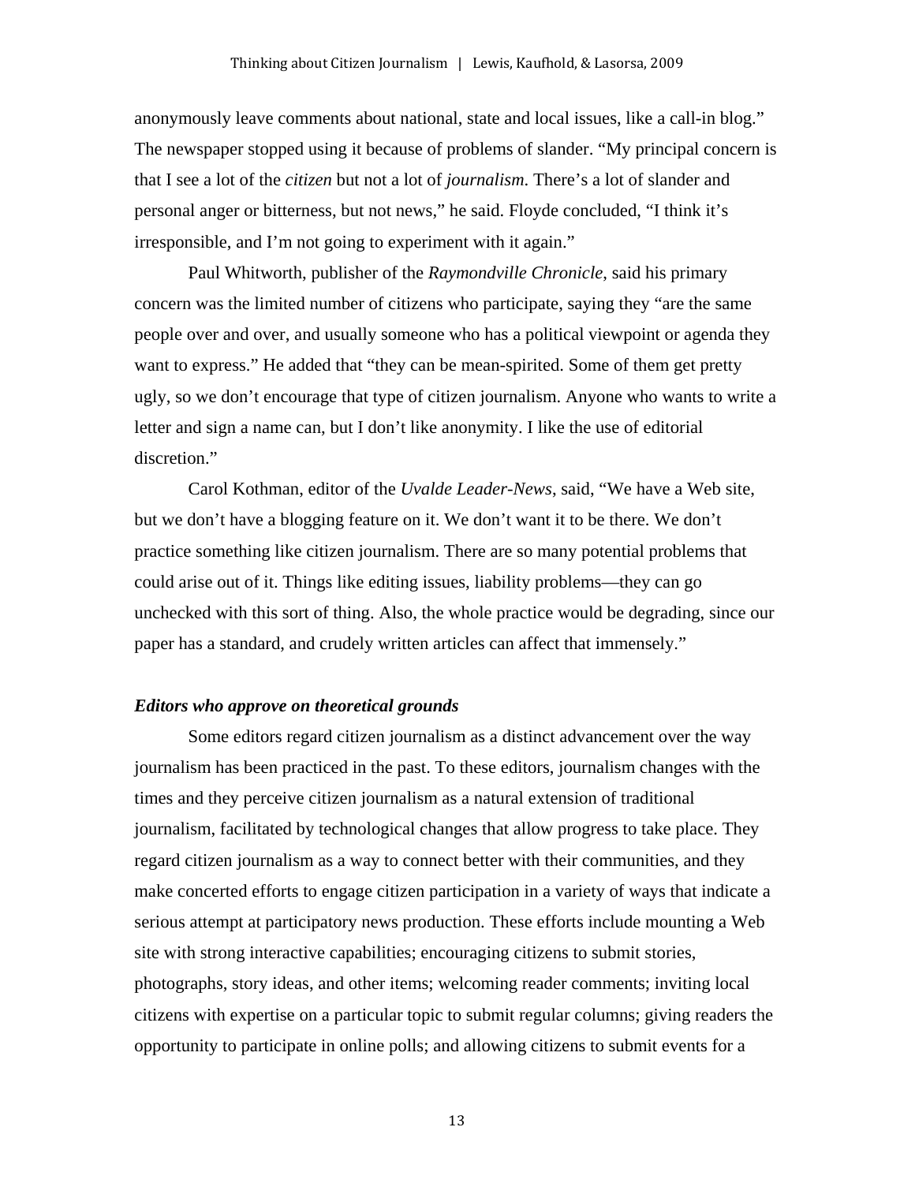anonymously leave comments about national, state and local issues, like a call-in blog." The newspaper stopped using it because of problems of slander. "My principal concern is that I see a lot of the *citizen* but not a lot of *journalism*. There's a lot of slander and personal anger or bitterness, but not news," he said. Floyde concluded, "I think it's irresponsible, and I'm not going to experiment with it again."

Paul Whitworth, publisher of the *Raymondville Chronicle*, said his primary concern was the limited number of citizens who participate, saying they "are the same people over and over, and usually someone who has a political viewpoint or agenda they want to express." He added that "they can be mean-spirited. Some of them get pretty ugly, so we don't encourage that type of citizen journalism. Anyone who wants to write a letter and sign a name can, but I don't like anonymity. I like the use of editorial discretion."

Carol Kothman, editor of the *Uvalde Leader-News*, said, "We have a Web site, but we don't have a blogging feature on it. We don't want it to be there. We don't practice something like citizen journalism. There are so many potential problems that could arise out of it. Things like editing issues, liability problems—they can go unchecked with this sort of thing. Also, the whole practice would be degrading, since our paper has a standard, and crudely written articles can affect that immensely."

***Editors who approve on theoretical grounds***

Some editors regard citizen journalism as a distinct advancement over the way journalism has been practiced in the past. To these editors, journalism changes with the times and they perceive citizen journalism as a natural extension of traditional journalism, facilitated by technological changes that allow progress to take place. They regard citizen journalism as a way to connect better with their communities, and they make concerted efforts to engage citizen participation in a variety of ways that indicate a serious attempt at participatory news production. These efforts include mounting a Web site with strong interactive capabilities; encouraging citizens to submit stories, photographs, story ideas, and other items; welcoming reader comments; inviting local citizens with expertise on a particular topic to submit regular columns; giving readers the opportunity to participate in online polls; and allowing citizens to submit events for a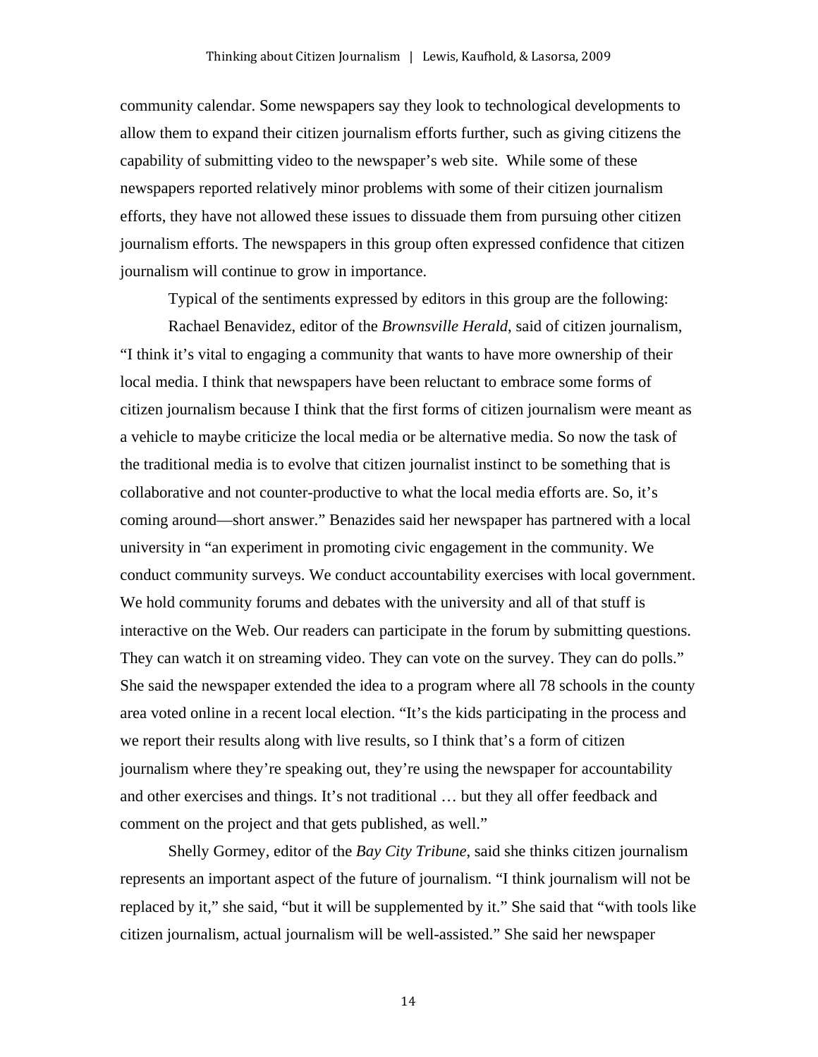community calendar. Some newspapers say they look to technological developments to allow them to expand their citizen journalism efforts further, such as giving citizens the capability of submitting video to the newspaper's web site. While some of these newspapers reported relatively minor problems with some of their citizen journalism efforts, they have not allowed these issues to dissuade them from pursuing other citizen journalism efforts. The newspapers in this group often expressed confidence that citizen journalism will continue to grow in importance.

Typical of the sentiments expressed by editors in this group are the following:

Rachael Benavidez, editor of the *Brownsville Herald*, said of citizen journalism, "I think it's vital to engaging a community that wants to have more ownership of their local media. I think that newspapers have been reluctant to embrace some forms of citizen journalism because I think that the first forms of citizen journalism were meant as a vehicle to maybe criticize the local media or be alternative media. So now the task of the traditional media is to evolve that citizen journalist instinct to be something that is collaborative and not counter-productive to what the local media efforts are. So, it's coming around—short answer." Benazides said her newspaper has partnered with a local university in "an experiment in promoting civic engagement in the community. We conduct community surveys. We conduct accountability exercises with local government. We hold community forums and debates with the university and all of that stuff is interactive on the Web. Our readers can participate in the forum by submitting questions. They can watch it on streaming video. They can vote on the survey. They can do polls." She said the newspaper extended the idea to a program where all 78 schools in the county area voted online in a recent local election. "It's the kids participating in the process and we report their results along with live results, so I think that's a form of citizen journalism where they're speaking out, they're using the newspaper for accountability and other exercises and things. It's not traditional … but they all offer feedback and comment on the project and that gets published, as well."

Shelly Gormey, editor of the *Bay City Tribune*, said she thinks citizen journalism represents an important aspect of the future of journalism. "I think journalism will not be replaced by it," she said, "but it will be supplemented by it." She said that "with tools like citizen journalism, actual journalism will be well-assisted." She said her newspaper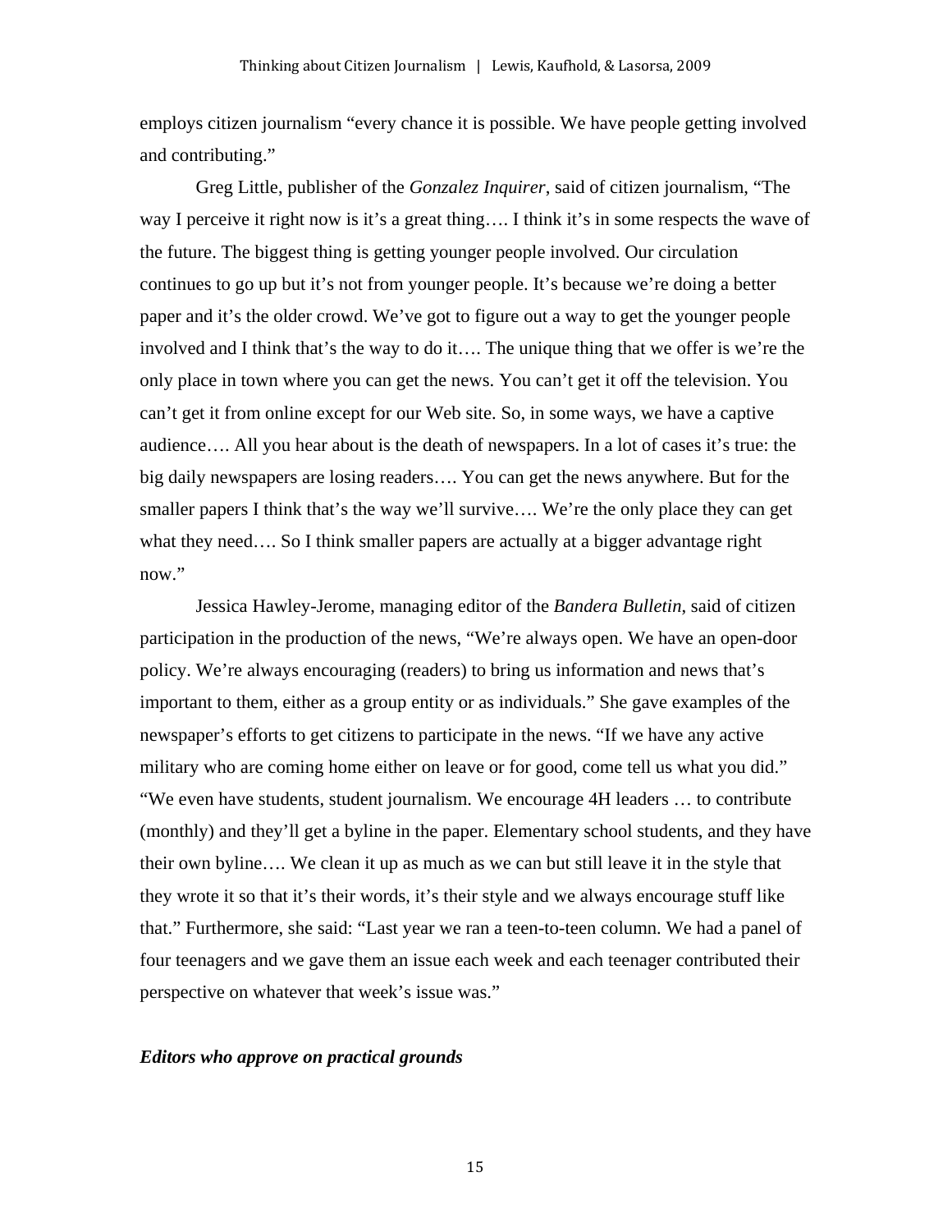employs citizen journalism "every chance it is possible. We have people getting involved and contributing."

Greg Little, publisher of the *Gonzalez Inquirer*, said of citizen journalism, "The way I perceive it right now is it's a great thing…. I think it's in some respects the wave of the future. The biggest thing is getting younger people involved. Our circulation continues to go up but it's not from younger people. It's because we're doing a better paper and it's the older crowd. We've got to figure out a way to get the younger people involved and I think that's the way to do it…. The unique thing that we offer is we're the only place in town where you can get the news. You can't get it off the television. You can't get it from online except for our Web site. So, in some ways, we have a captive audience…. All you hear about is the death of newspapers. In a lot of cases it's true: the big daily newspapers are losing readers…. You can get the news anywhere. But for the smaller papers I think that's the way we'll survive…. We're the only place they can get what they need…. So I think smaller papers are actually at a bigger advantage right now."

Jessica Hawley-Jerome, managing editor of the *Bandera Bulletin*, said of citizen participation in the production of the news, "We're always open. We have an open-door policy. We're always encouraging (readers) to bring us information and news that's important to them, either as a group entity or as individuals." She gave examples of the newspaper's efforts to get citizens to participate in the news. "If we have any active military who are coming home either on leave or for good, come tell us what you did." "We even have students, student journalism. We encourage 4H leaders … to contribute (monthly) and they'll get a byline in the paper. Elementary school students, and they have their own byline…. We clean it up as much as we can but still leave it in the style that they wrote it so that it's their words, it's their style and we always encourage stuff like that." Furthermore, she said: "Last year we ran a teen-to-teen column. We had a panel of four teenagers and we gave them an issue each week and each teenager contributed their perspective on whatever that week's issue was."

### *Editors who approve on practical grounds*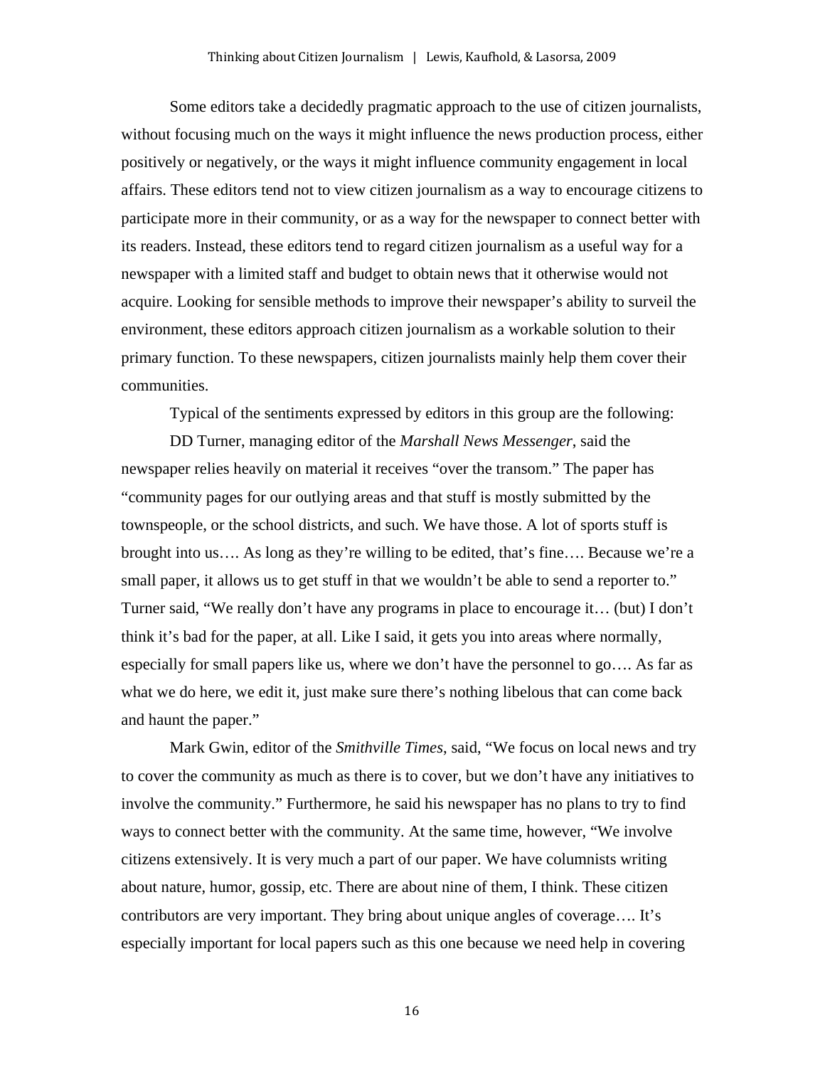Some editors take a decidedly pragmatic approach to the use of citizen journalists, without focusing much on the ways it might influence the news production process, either positively or negatively, or the ways it might influence community engagement in local affairs. These editors tend not to view citizen journalism as a way to encourage citizens to participate more in their community, or as a way for the newspaper to connect better with its readers. Instead, these editors tend to regard citizen journalism as a useful way for a newspaper with a limited staff and budget to obtain news that it otherwise would not acquire. Looking for sensible methods to improve their newspaper's ability to surveil the environment, these editors approach citizen journalism as a workable solution to their primary function. To these newspapers, citizen journalists mainly help them cover their communities.

Typical of the sentiments expressed by editors in this group are the following:

DD Turner, managing editor of the *Marshall News Messenger*, said the newspaper relies heavily on material it receives "over the transom." The paper has "community pages for our outlying areas and that stuff is mostly submitted by the townspeople, or the school districts, and such. We have those. A lot of sports stuff is brought into us…. As long as they're willing to be edited, that's fine…. Because we're a small paper, it allows us to get stuff in that we wouldn't be able to send a reporter to." Turner said, "We really don't have any programs in place to encourage it… (but) I don't think it's bad for the paper, at all. Like I said, it gets you into areas where normally, especially for small papers like us, where we don't have the personnel to go…. As far as what we do here, we edit it, just make sure there's nothing libelous that can come back and haunt the paper."

Mark Gwin, editor of the *Smithville Times*, said, "We focus on local news and try to cover the community as much as there is to cover, but we don't have any initiatives to involve the community." Furthermore, he said his newspaper has no plans to try to find ways to connect better with the community. At the same time, however, "We involve citizens extensively. It is very much a part of our paper. We have columnists writing about nature, humor, gossip, etc. There are about nine of them, I think. These citizen contributors are very important. They bring about unique angles of coverage…. It's especially important for local papers such as this one because we need help in covering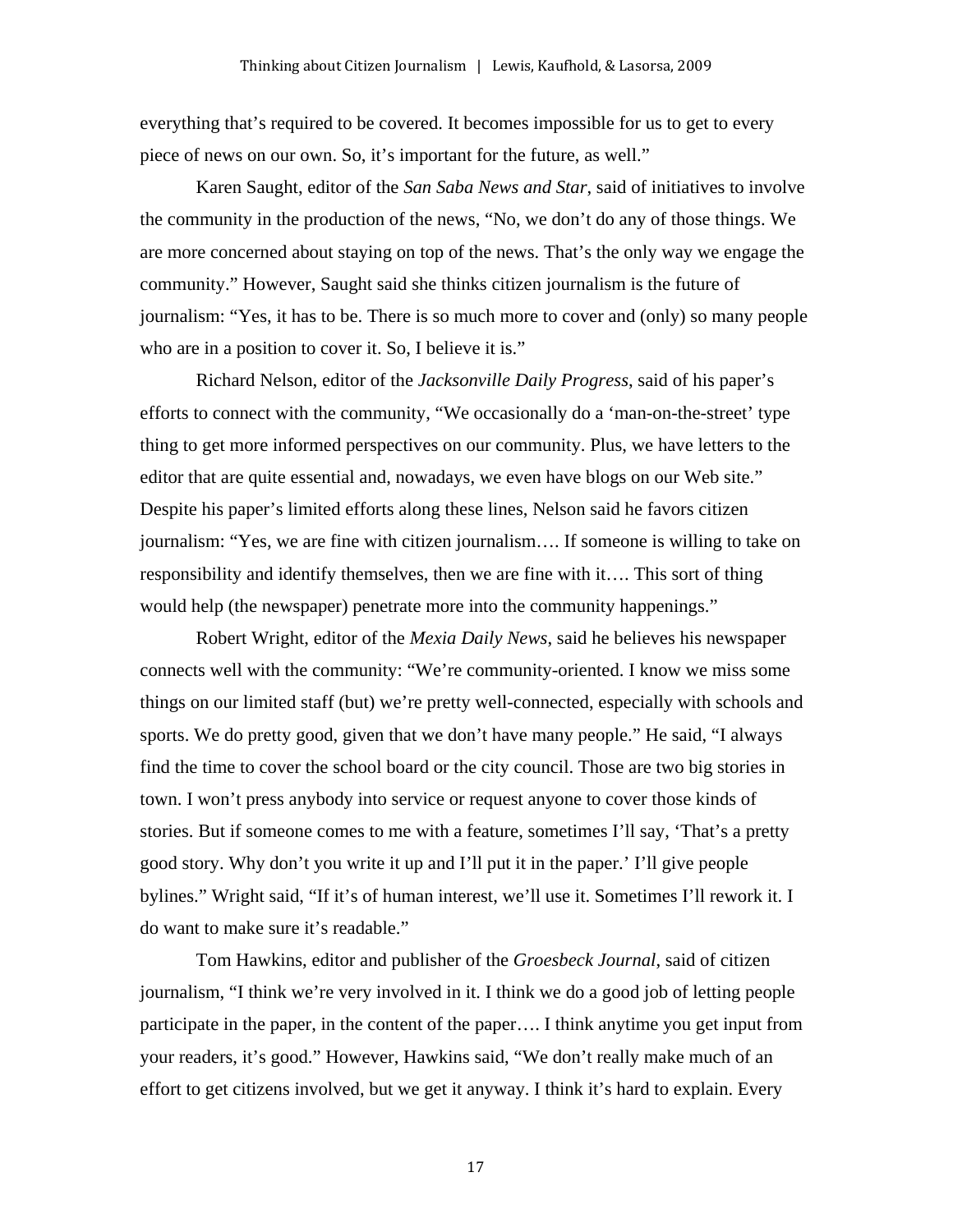everything that's required to be covered. It becomes impossible for us to get to every piece of news on our own. So, it's important for the future, as well."

Karen Saught, editor of the *San Saba News and Star*, said of initiatives to involve the community in the production of the news, "No, we don't do any of those things. We are more concerned about staying on top of the news. That's the only way we engage the community." However, Saught said she thinks citizen journalism is the future of journalism: "Yes, it has to be. There is so much more to cover and (only) so many people who are in a position to cover it. So, I believe it is."

Richard Nelson, editor of the *Jacksonville Daily Progress*, said of his paper's efforts to connect with the community, "We occasionally do a 'man-on-the-street' type thing to get more informed perspectives on our community. Plus, we have letters to the editor that are quite essential and, nowadays, we even have blogs on our Web site." Despite his paper's limited efforts along these lines, Nelson said he favors citizen journalism: "Yes, we are fine with citizen journalism…. If someone is willing to take on responsibility and identify themselves, then we are fine with it…. This sort of thing would help (the newspaper) penetrate more into the community happenings."

Robert Wright, editor of the *Mexia Daily News*, said he believes his newspaper connects well with the community: "We're community-oriented. I know we miss some things on our limited staff (but) we're pretty well-connected, especially with schools and sports. We do pretty good, given that we don't have many people." He said, "I always find the time to cover the school board or the city council. Those are two big stories in town. I won't press anybody into service or request anyone to cover those kinds of stories. But if someone comes to me with a feature, sometimes I'll say, 'That's a pretty good story. Why don't you write it up and I'll put it in the paper.' I'll give people bylines." Wright said, "If it's of human interest, we'll use it. Sometimes I'll rework it. I do want to make sure it's readable."

Tom Hawkins, editor and publisher of the *Groesbeck Journal*, said of citizen journalism, "I think we're very involved in it. I think we do a good job of letting people participate in the paper, in the content of the paper…. I think anytime you get input from your readers, it's good." However, Hawkins said, "We don't really make much of an effort to get citizens involved, but we get it anyway. I think it's hard to explain. Every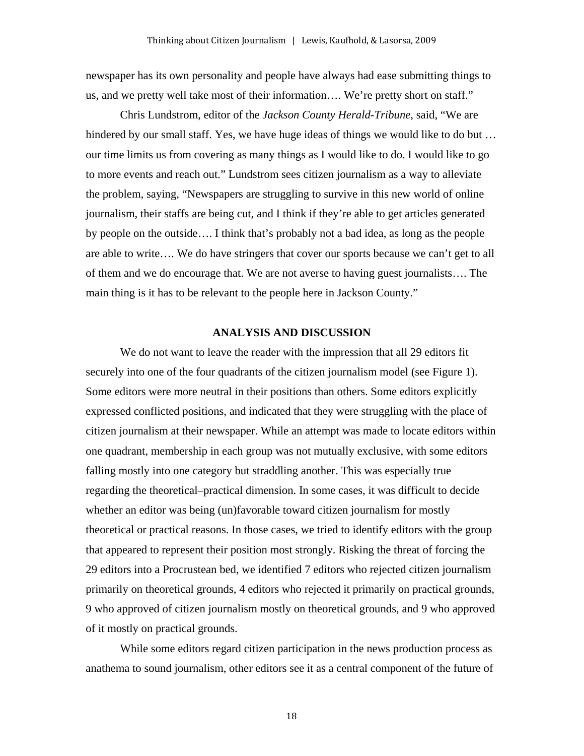newspaper has its own personality and people have always had ease submitting things to us, and we pretty well take most of their information…. We're pretty short on staff."

Chris Lundstrom, editor of the *Jackson County Herald-Tribune*, said, "We are hindered by our small staff. Yes, we have huge ideas of things we would like to do but … our time limits us from covering as many things as I would like to do. I would like to go to more events and reach out." Lundstrom sees citizen journalism as a way to alleviate the problem, saying, "Newspapers are struggling to survive in this new world of online journalism, their staffs are being cut, and I think if they're able to get articles generated by people on the outside…. I think that's probably not a bad idea, as long as the people are able to write…. We do have stringers that cover our sports because we can't get to all of them and we do encourage that. We are not averse to having guest journalists…. The main thing is it has to be relevant to the people here in Jackson County."

## ANALYSIS AND DISCUSSION

We do not want to leave the reader with the impression that all 29 editors fit securely into one of the four quadrants of the citizen journalism model (see Figure 1). Some editors were more neutral in their positions than others. Some editors explicitly expressed conflicted positions, and indicated that they were struggling with the place of citizen journalism at their newspaper. While an attempt was made to locate editors within one quadrant, membership in each group was not mutually exclusive, with some editors falling mostly into one category but straddling another. This was especially true regarding the theoretical–practical dimension. In some cases, it was difficult to decide whether an editor was being (un)favorable toward citizen journalism for mostly theoretical or practical reasons. In those cases, we tried to identify editors with the group that appeared to represent their position most strongly. Risking the threat of forcing the 29 editors into a Procrustean bed, we identified 7 editors who rejected citizen journalism primarily on theoretical grounds, 4 editors who rejected it primarily on practical grounds, 9 who approved of citizen journalism mostly on theoretical grounds, and 9 who approved of it mostly on practical grounds.

While some editors regard citizen participation in the news production process as anathema to sound journalism, other editors see it as a central component of the future of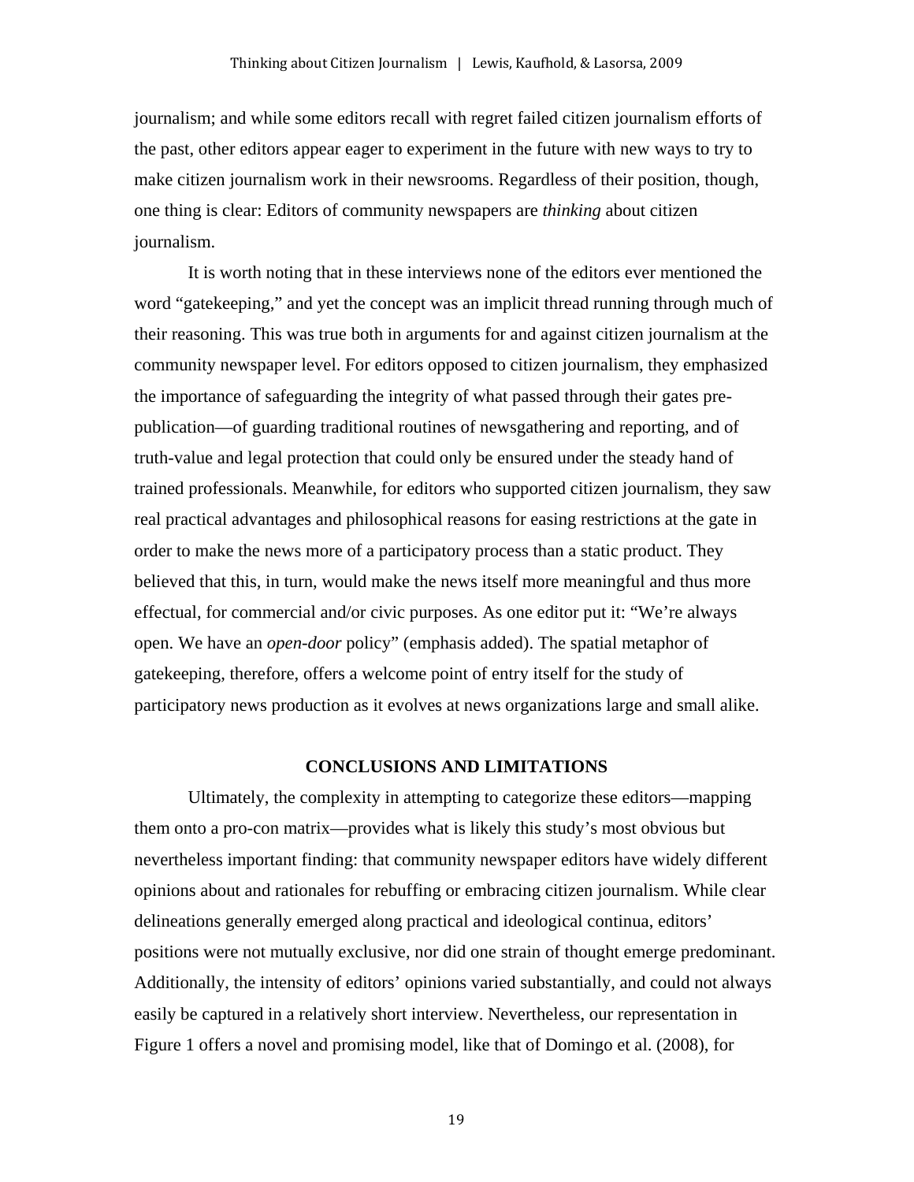journalism; and while some editors recall with regret failed citizen journalism efforts of the past, other editors appear eager to experiment in the future with new ways to try to make citizen journalism work in their newsrooms. Regardless of their position, though, one thing is clear: Editors of community newspapers are *thinking* about citizen journalism.

It is worth noting that in these interviews none of the editors ever mentioned the word "gatekeeping," and yet the concept was an implicit thread running through much of their reasoning. This was true both in arguments for and against citizen journalism at the community newspaper level. For editors opposed to citizen journalism, they emphasized the importance of safeguarding the integrity of what passed through their gates pre-publication—of guarding traditional routines of newsgathering and reporting, and of truth-value and legal protection that could only be ensured under the steady hand of trained professionals. Meanwhile, for editors who supported citizen journalism, they saw real practical advantages and philosophical reasons for easing restrictions at the gate in order to make the news more of a participatory process than a static product. They believed that this, in turn, would make the news itself more meaningful and thus more effectual, for commercial and/or civic purposes. As one editor put it: "We're always open. We have an *open-door* policy" (emphasis added). The spatial metaphor of gatekeeping, therefore, offers a welcome point of entry itself for the study of participatory news production as it evolves at news organizations large and small alike.

## CONCLUSIONS AND LIMITATIONS

Ultimately, the complexity in attempting to categorize these editors—mapping them onto a pro-con matrix—provides what is likely this study's most obvious but nevertheless important finding: that community newspaper editors have widely different opinions about and rationales for rebuffing or embracing citizen journalism. While clear delineations generally emerged along practical and ideological continua, editors' positions were not mutually exclusive, nor did one strain of thought emerge predominant. Additionally, the intensity of editors' opinions varied substantially, and could not always easily be captured in a relatively short interview. Nevertheless, our representation in Figure 1 offers a novel and promising model, like that of Domingo et al. (2008), for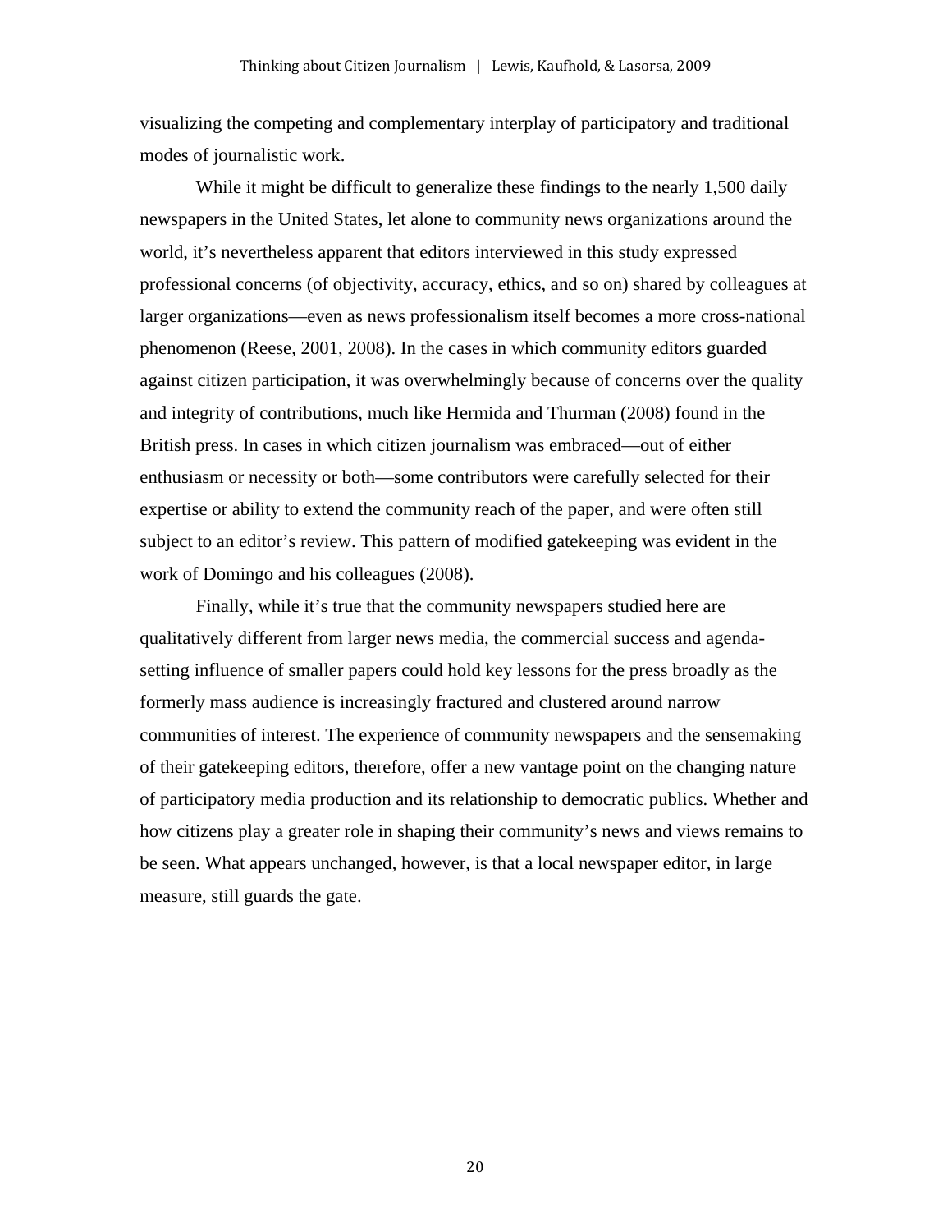visualizing the competing and complementary interplay of participatory and traditional modes of journalistic work.

While it might be difficult to generalize these findings to the nearly 1,500 daily newspapers in the United States, let alone to community news organizations around the world, it's nevertheless apparent that editors interviewed in this study expressed professional concerns (of objectivity, accuracy, ethics, and so on) shared by colleagues at larger organizations—even as news professionalism itself becomes a more cross-national phenomenon (Reese, 2001, 2008). In the cases in which community editors guarded against citizen participation, it was overwhelmingly because of concerns over the quality and integrity of contributions, much like Hermida and Thurman (2008) found in the British press. In cases in which citizen journalism was embraced—out of either enthusiasm or necessity or both—some contributors were carefully selected for their expertise or ability to extend the community reach of the paper, and were often still subject to an editor's review. This pattern of modified gatekeeping was evident in the work of Domingo and his colleagues (2008).

Finally, while it's true that the community newspapers studied here are qualitatively different from larger news media, the commercial success and agenda-setting influence of smaller papers could hold key lessons for the press broadly as the formerly mass audience is increasingly fractured and clustered around narrow communities of interest. The experience of community newspapers and the sensemaking of their gatekeeping editors, therefore, offer a new vantage point on the changing nature of participatory media production and its relationship to democratic publics. Whether and how citizens play a greater role in shaping their community's news and views remains to be seen. What appears unchanged, however, is that a local newspaper editor, in large measure, still guards the gate.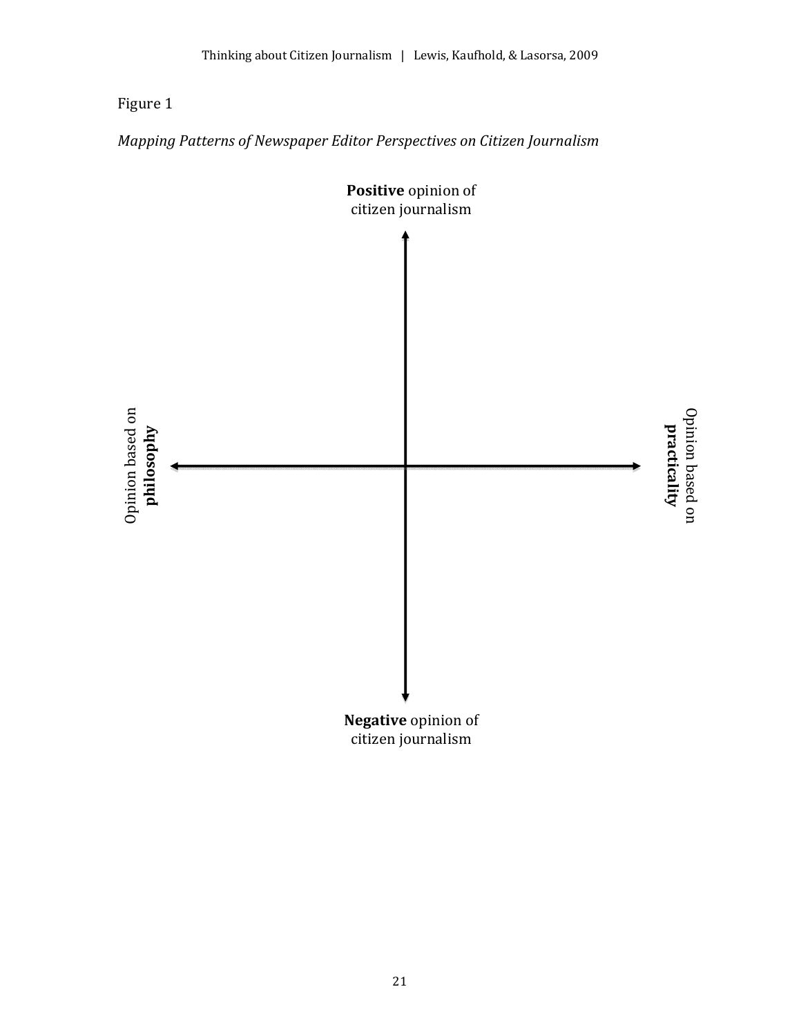Figure 1

*Mapping Patterns of Newspaper Editor Perspectives on Citizen Journalism*

**Positive** opinion of citizen journalism

Opinion based on **philosophy**

Opinion based on **practicality**

**Negative** opinion of citizen journalism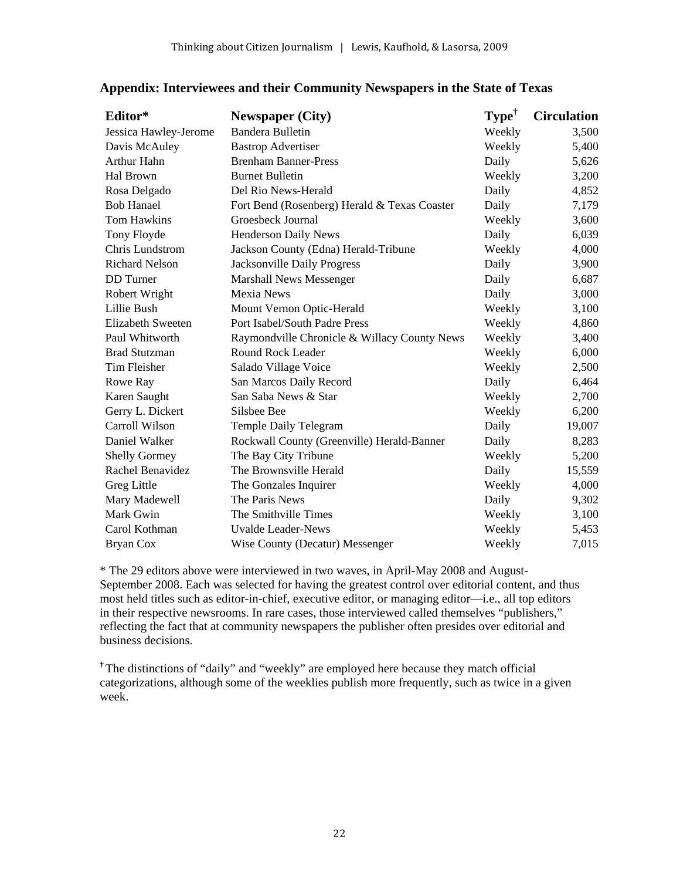## Appendix: Interviewees and their Community Newspapers in the State of Texas

| Editor* | Newspaper (City) | Type[†] | Circulation |
|---|---|---|---|
| Jessica Hawley-Jerome | Bandera Bulletin | Weekly | 3,500 |
| Davis McAuley | Bastrop Advertiser | Weekly | 5,400 |
| Arthur Hahn | Brenham Banner-Press | Daily | 5,626 |
| Hal Brown | Burnet Bulletin | Weekly | 3,200 |
| Rosa Delgado | Del Rio News-Herald | Daily | 4,852 |
| Bob Hanael | Fort Bend (Rosenberg) Herald & Texas Coaster | Daily | 7,179 |
| Tom Hawkins | Groesbeck Journal | Weekly | 3,600 |
| Tony Floyde | Henderson Daily News | Daily | 6,039 |
| Chris Lundstrom | Jackson County (Edna) Herald-Tribune | Weekly | 4,000 |
| Richard Nelson | Jacksonville Daily Progress | Daily | 3,900 |
| DD Turner | Marshall News Messenger | Daily | 6,687 |
| Robert Wright | Mexia News | Daily | 3,000 |
| Lillie Bush | Mount Vernon Optic-Herald | Weekly | 3,100 |
| Elizabeth Sweeten | Port Isabel/South Padre Press | Weekly | 4,860 |
| Paul Whitworth | Raymondville Chronicle & Willacy County News | Weekly | 3,400 |
| Brad Stutzman | Round Rock Leader | Weekly | 6,000 |
| Tim Fleisher | Salado Village Voice | Weekly | 2,500 |
| Rowe Ray | San Marcos Daily Record | Daily | 6,464 |
| Karen Saught | San Saba News & Star | Weekly | 2,700 |
| Gerry L. Dickert | Silsbee Bee | Weekly | 6,200 |
| Carroll Wilson | Temple Daily Telegram | Daily | 19,007 |
| Daniel Walker | Rockwall County (Greenville) Herald-Banner | Daily | 8,283 |
| Shelly Gormey | The Bay City Tribune | Weekly | 5,200 |
| Rachel Benavidez | The Brownsville Herald | Daily | 15,559 |
| Greg Little | The Gonzales Inquirer | Weekly | 4,000 |
| Mary Madewell | The Paris News | Daily | 9,302 |
| Mark Gwin | The Smithville Times | Weekly | 3,100 |
| Carol Kothman | Uvalde Leader-News | Weekly | 5,453 |
| Bryan Cox | Wise County (Decatur) Messenger | Weekly | 7,015 |

* The 29 editors above were interviewed in two waves, in April-May 2008 and August-September 2008. Each was selected for having the greatest control over editorial content, and thus most held titles such as editor-in-chief, executive editor, or managing editor—i.e., all top editors in their respective newsrooms. In rare cases, those interviewed called themselves "publishers," reflecting the fact that at community newspapers the publisher often presides over editorial and business decisions.

[†] The distinctions of "daily" and "weekly" are employed here because they match official categorizations, although some of the weeklies publish more frequently, such as twice in a given week.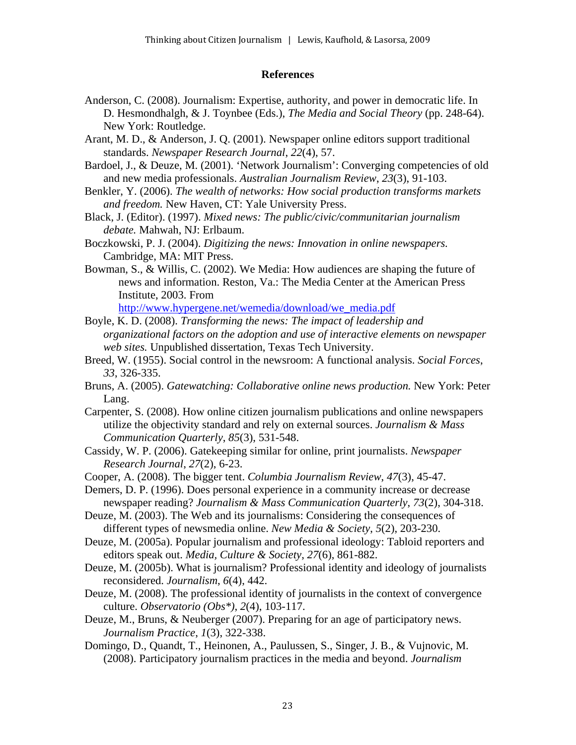## References

Anderson, C. (2008). Journalism: Expertise, authority, and power in democratic life. In D. Hesmondhalgh, & J. Toynbee (Eds.), *The Media and Social Theory* (pp. 248-64). New York: Routledge.

Arant, M. D., & Anderson, J. Q. (2001). Newspaper online editors support traditional standards. *Newspaper Research Journal*, *22*(4), 57.

Bardoel, J., & Deuze, M. (2001). 'Network Journalism': Converging competencies of old and new media professionals. *Australian Journalism Review*, *23*(3), 91-103.

Benkler, Y. (2006). *The wealth of networks: How social production transforms markets and freedom.* New Haven, CT: Yale University Press.

Black, J. (Editor). (1997). *Mixed news: The public/civic/communitarian journalism debate.* Mahwah, NJ: Erlbaum.

Boczkowski, P. J. (2004). *Digitizing the news: Innovation in online newspapers.* Cambridge, MA: MIT Press.

Bowman, S., & Willis, C. (2002). We Media: How audiences are shaping the future of news and information. Reston, Va.: The Media Center at the American Press Institute, 2003. From http://www.hypergene.net/wemedia/download/we_media.pdf

Boyle, K. D. (2008). *Transforming the news: The impact of leadership and organizational factors on the adoption and use of interactive elements on newspaper web sites.* Unpublished dissertation, Texas Tech University.

Breed, W. (1955). Social control in the newsroom: A functional analysis. *Social Forces*, *33*, 326-335.

Bruns, A. (2005). *Gatewatching: Collaborative online news production.* New York: Peter Lang.

Carpenter, S. (2008). How online citizen journalism publications and online newspapers utilize the objectivity standard and rely on external sources. *Journalism & Mass Communication Quarterly*, *85*(3), 531-548.

Cassidy, W. P. (2006). Gatekeeping similar for online, print journalists. *Newspaper Research Journal*, *27*(2), 6-23.

Cooper, A. (2008). The bigger tent. *Columbia Journalism Review*, *47*(3), 45-47.

Demers, D. P. (1996). Does personal experience in a community increase or decrease newspaper reading? *Journalism & Mass Communication Quarterly*, *73*(2), 304-318.

Deuze, M. (2003). The Web and its journalisms: Considering the consequences of different types of newsmedia online. *New Media & Society*, *5*(2), 203-230.

Deuze, M. (2005a). Popular journalism and professional ideology: Tabloid reporters and editors speak out. *Media, Culture & Society*, *27*(6), 861-882.

Deuze, M. (2005b). What is journalism? Professional identity and ideology of journalists reconsidered. *Journalism*, *6*(4), 442.

Deuze, M. (2008). The professional identity of journalists in the context of convergence culture. *Observatorio (Obs*)*, *2*(4), 103-117.

Deuze, M., Bruns, & Neuberger (2007). Preparing for an age of participatory news. *Journalism Practice*, *1*(3), 322-338.

Domingo, D., Quandt, T., Heinonen, A., Paulussen, S., Singer, J. B., & Vujnovic, M. (2008). Participatory journalism practices in the media and beyond. *Journalism*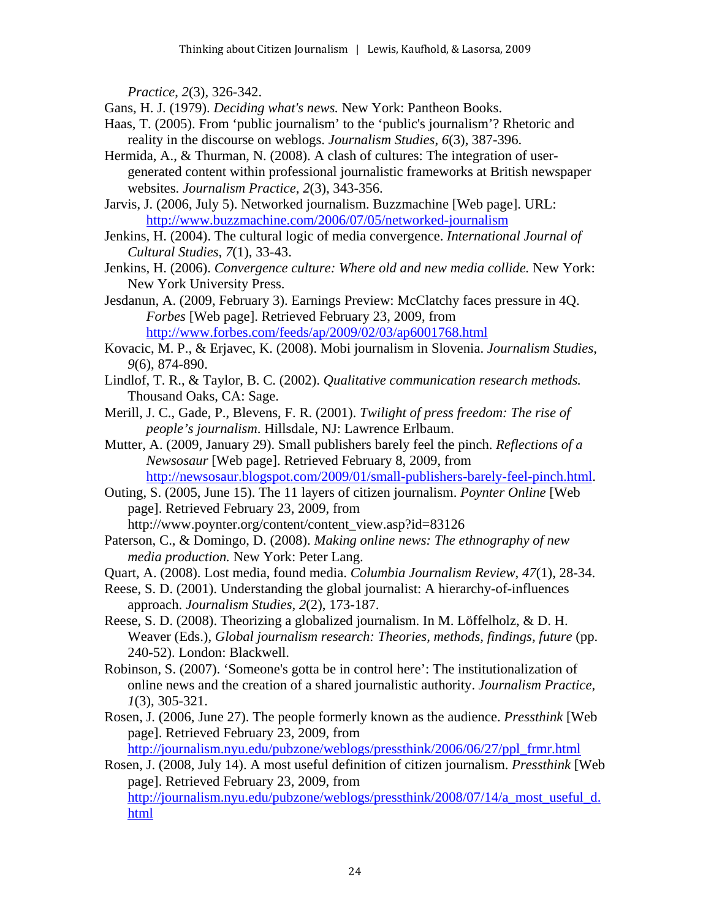*Practice*, *2*(3), 326-342.

Gans, H. J. (1979). *Deciding what's news.* New York: Pantheon Books.

Haas, T. (2005). From 'public journalism' to the 'public's journalism'? Rhetoric and reality in the discourse on weblogs. *Journalism Studies*, *6*(3), 387-396.

Hermida, A., & Thurman, N. (2008). A clash of cultures: The integration of user-generated content within professional journalistic frameworks at British newspaper websites. *Journalism Practice*, *2*(3), 343-356.

Jarvis, J. (2006, July 5). Networked journalism. Buzzmachine [Web page]. URL: http://www.buzzmachine.com/2006/07/05/networked-journalism

Jenkins, H. (2004). The cultural logic of media convergence. *International Journal of Cultural Studies*, *7*(1), 33-43.

Jenkins, H. (2006). *Convergence culture: Where old and new media collide.* New York: New York University Press.

Jesdanun, A. (2009, February 3). Earnings Preview: McClatchy faces pressure in 4Q. *Forbes* [Web page]. Retrieved February 23, 2009, from http://www.forbes.com/feeds/ap/2009/02/03/ap6001768.html

Kovacic, M. P., & Erjavec, K. (2008). Mobi journalism in Slovenia. *Journalism Studies*, *9*(6), 874-890.

Lindlof, T. R., & Taylor, B. C. (2002). *Qualitative communication research methods.* Thousand Oaks, CA: Sage.

Merill, J. C., Gade, P., Blevens, F. R. (2001). *Twilight of press freedom: The rise of people's journalism*. Hillsdale, NJ: Lawrence Erlbaum.

Mutter, A. (2009, January 29). Small publishers barely feel the pinch. *Reflections of a Newsosaur* [Web page]. Retrieved February 8, 2009, from http://newsosaur.blogspot.com/2009/01/small-publishers-barely-feel-pinch.html.

Outing, S. (2005, June 15). The 11 layers of citizen journalism. *Poynter Online* [Web page]. Retrieved February 23, 2009, from http://www.poynter.org/content/content_view.asp?id=83126

Paterson, C., & Domingo, D. (2008). *Making online news: The ethnography of new media production.* New York: Peter Lang.

Quart, A. (2008). Lost media, found media. *Columbia Journalism Review*, *47*(1), 28-34.

Reese, S. D. (2001). Understanding the global journalist: A hierarchy-of-influences approach. *Journalism Studies*, *2*(2), 173-187.

Reese, S. D. (2008). Theorizing a globalized journalism. In M. Löffelholz, & D. H. Weaver (Eds.), *Global journalism research: Theories, methods, findings, future* (pp. 240-52). London: Blackwell.

Robinson, S. (2007). 'Someone's gotta be in control here': The institutionalization of online news and the creation of a shared journalistic authority. *Journalism Practice*, *1*(3), 305-321.

Rosen, J. (2006, June 27). The people formerly known as the audience. *Pressthink* [Web page]. Retrieved February 23, 2009, from http://journalism.nyu.edu/pubzone/weblogs/pressthink/2006/06/27/ppl_frmr.html

Rosen, J. (2008, July 14). A most useful definition of citizen journalism. *Pressthink* [Web page]. Retrieved February 23, 2009, from http://journalism.nyu.edu/pubzone/weblogs/pressthink/2008/07/14/a_most_useful_d.html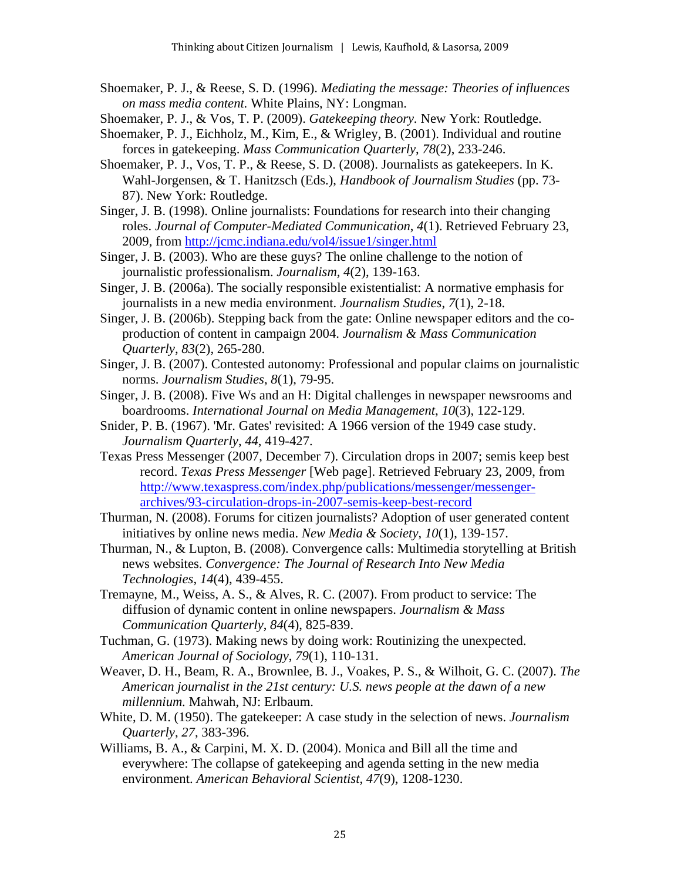Shoemaker, P. J., & Reese, S. D. (1996). *Mediating the message: Theories of influences on mass media content.* White Plains, NY: Longman.

Shoemaker, P. J., & Vos, T. P. (2009). *Gatekeeping theory.* New York: Routledge.

Shoemaker, P. J., Eichholz, M., Kim, E., & Wrigley, B. (2001). Individual and routine forces in gatekeeping. *Mass Communication Quarterly*, *78*(2), 233-246.

Shoemaker, P. J., Vos, T. P., & Reese, S. D. (2008). Journalists as gatekeepers. In K. Wahl-Jorgensen, & T. Hanitzsch (Eds.), *Handbook of Journalism Studies* (pp. 73-87). New York: Routledge.

Singer, J. B. (1998). Online journalists: Foundations for research into their changing roles. *Journal of Computer-Mediated Communication*, *4*(1). Retrieved February 23, 2009, from http://jcmc.indiana.edu/vol4/issue1/singer.html

Singer, J. B. (2003). Who are these guys? The online challenge to the notion of journalistic professionalism. *Journalism*, *4*(2), 139-163.

Singer, J. B. (2006a). The socially responsible existentialist: A normative emphasis for journalists in a new media environment. *Journalism Studies*, *7*(1), 2-18.

Singer, J. B. (2006b). Stepping back from the gate: Online newspaper editors and the co-production of content in campaign 2004. *Journalism & Mass Communication Quarterly*, *83*(2), 265-280.

Singer, J. B. (2007). Contested autonomy: Professional and popular claims on journalistic norms. *Journalism Studies*, *8*(1), 79-95.

Singer, J. B. (2008). Five Ws and an H: Digital challenges in newspaper newsrooms and boardrooms. *International Journal on Media Management*, *10*(3), 122-129.

Snider, P. B. (1967). 'Mr. Gates' revisited: A 1966 version of the 1949 case study. *Journalism Quarterly*, *44*, 419-427.

Texas Press Messenger (2007, December 7). Circulation drops in 2007; semis keep best record. *Texas Press Messenger* [Web page]. Retrieved February 23, 2009, from http://www.texaspress.com/index.php/publications/messenger/messenger-archives/93-circulation-drops-in-2007-semis-keep-best-record

Thurman, N. (2008). Forums for citizen journalists? Adoption of user generated content initiatives by online news media. *New Media & Society*, *10*(1), 139-157.

Thurman, N., & Lupton, B. (2008). Convergence calls: Multimedia storytelling at British news websites. *Convergence: The Journal of Research Into New Media Technologies*, *14*(4), 439-455.

Tremayne, M., Weiss, A. S., & Alves, R. C. (2007). From product to service: The diffusion of dynamic content in online newspapers. *Journalism & Mass Communication Quarterly*, *84*(4), 825-839.

Tuchman, G. (1973). Making news by doing work: Routinizing the unexpected. *American Journal of Sociology*, *79*(1), 110-131.

Weaver, D. H., Beam, R. A., Brownlee, B. J., Voakes, P. S., & Wilhoit, G. C. (2007). *The American journalist in the 21st century: U.S. news people at the dawn of a new millennium.* Mahwah, NJ: Erlbaum.

White, D. M. (1950). The gatekeeper: A case study in the selection of news. *Journalism Quarterly*, *27*, 383-396.

Williams, B. A., & Carpini, M. X. D. (2004). Monica and Bill all the time and everywhere: The collapse of gatekeeping and agenda setting in the new media environment. *American Behavioral Scientist*, *47*(9), 1208-1230.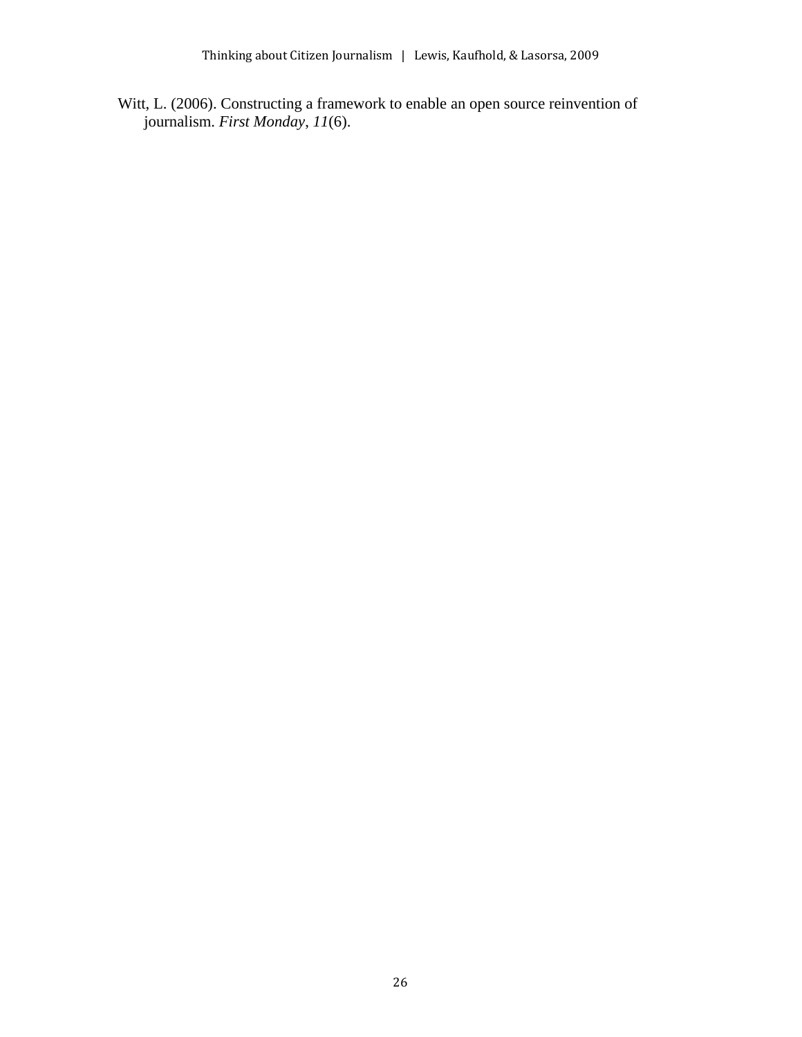Witt, L. (2006). Constructing a framework to enable an open source reinvention of journalism. *First Monday*, *11*(6).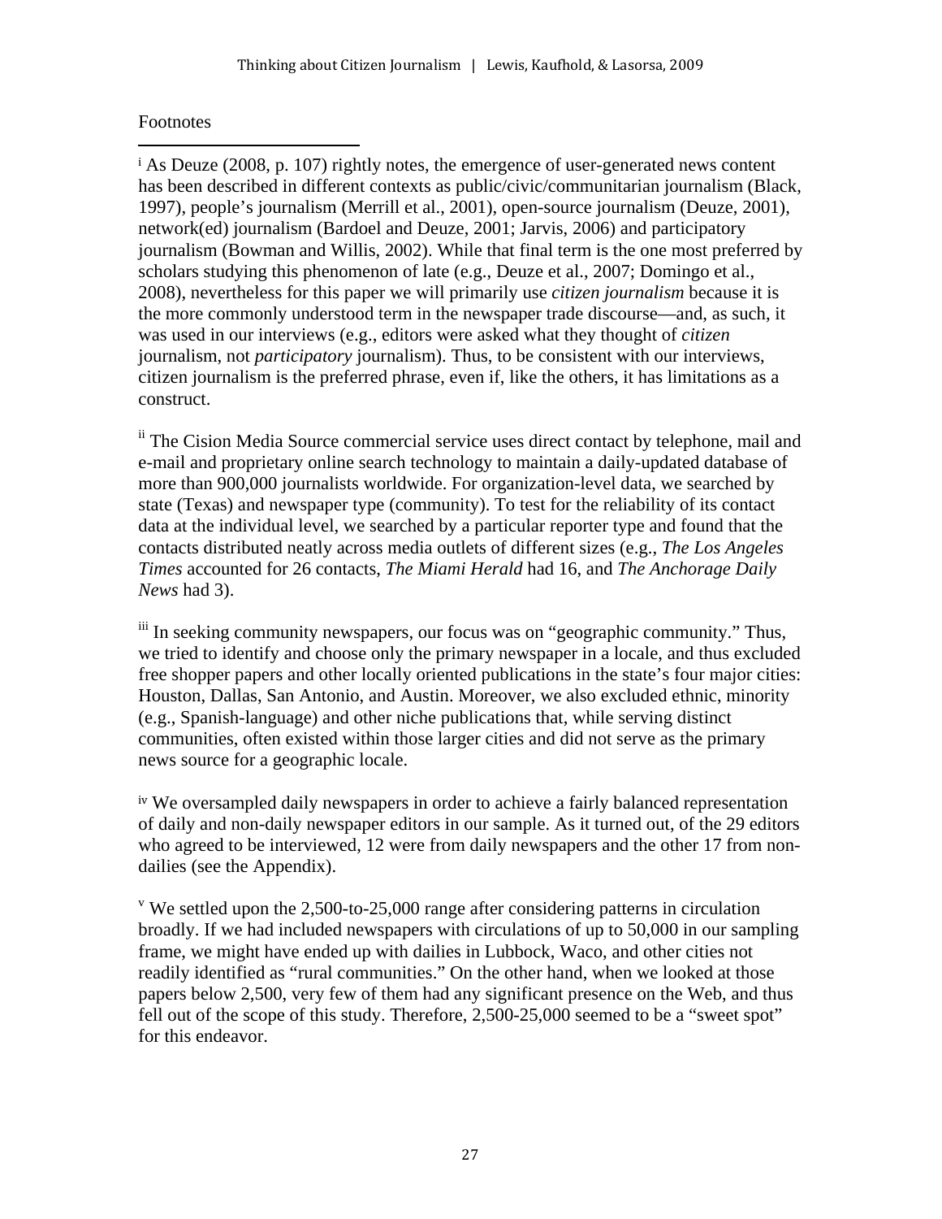Footnotes

[i] As Deuze (2008, p. 107) rightly notes, the emergence of user-generated news content has been described in different contexts as public/civic/communitarian journalism (Black, 1997), people's journalism (Merrill et al., 2001), open-source journalism (Deuze, 2001), network(ed) journalism (Bardoel and Deuze, 2001; Jarvis, 2006) and participatory journalism (Bowman and Willis, 2002). While that final term is the one most preferred by scholars studying this phenomenon of late (e.g., Deuze et al., 2007; Domingo et al., 2008), nevertheless for this paper we will primarily use *citizen journalism* because it is the more commonly understood term in the newspaper trade discourse—and, as such, it was used in our interviews (e.g., editors were asked what they thought of *citizen* journalism, not *participatory* journalism). Thus, to be consistent with our interviews, citizen journalism is the preferred phrase, even if, like the others, it has limitations as a construct.

[ii] The Cision Media Source commercial service uses direct contact by telephone, mail and e-mail and proprietary online search technology to maintain a daily-updated database of more than 900,000 journalists worldwide. For organization-level data, we searched by state (Texas) and newspaper type (community). To test for the reliability of its contact data at the individual level, we searched by a particular reporter type and found that the contacts distributed neatly across media outlets of different sizes (e.g., *The Los Angeles Times* accounted for 26 contacts, *The Miami Herald* had 16, and *The Anchorage Daily News* had 3).

[iii] In seeking community newspapers, our focus was on "geographic community." Thus, we tried to identify and choose only the primary newspaper in a locale, and thus excluded free shopper papers and other locally oriented publications in the state's four major cities: Houston, Dallas, San Antonio, and Austin. Moreover, we also excluded ethnic, minority (e.g., Spanish-language) and other niche publications that, while serving distinct communities, often existed within those larger cities and did not serve as the primary news source for a geographic locale.

[iv] We oversampled daily newspapers in order to achieve a fairly balanced representation of daily and non-daily newspaper editors in our sample. As it turned out, of the 29 editors who agreed to be interviewed, 12 were from daily newspapers and the other 17 from non-dailies (see the Appendix).

[v] We settled upon the 2,500-to-25,000 range after considering patterns in circulation broadly. If we had included newspapers with circulations of up to 50,000 in our sampling frame, we might have ended up with dailies in Lubbock, Waco, and other cities not readily identified as "rural communities." On the other hand, when we looked at those papers below 2,500, very few of them had any significant presence on the Web, and thus fell out of the scope of this study. Therefore, 2,500-25,000 seemed to be a "sweet spot" for this endeavor.